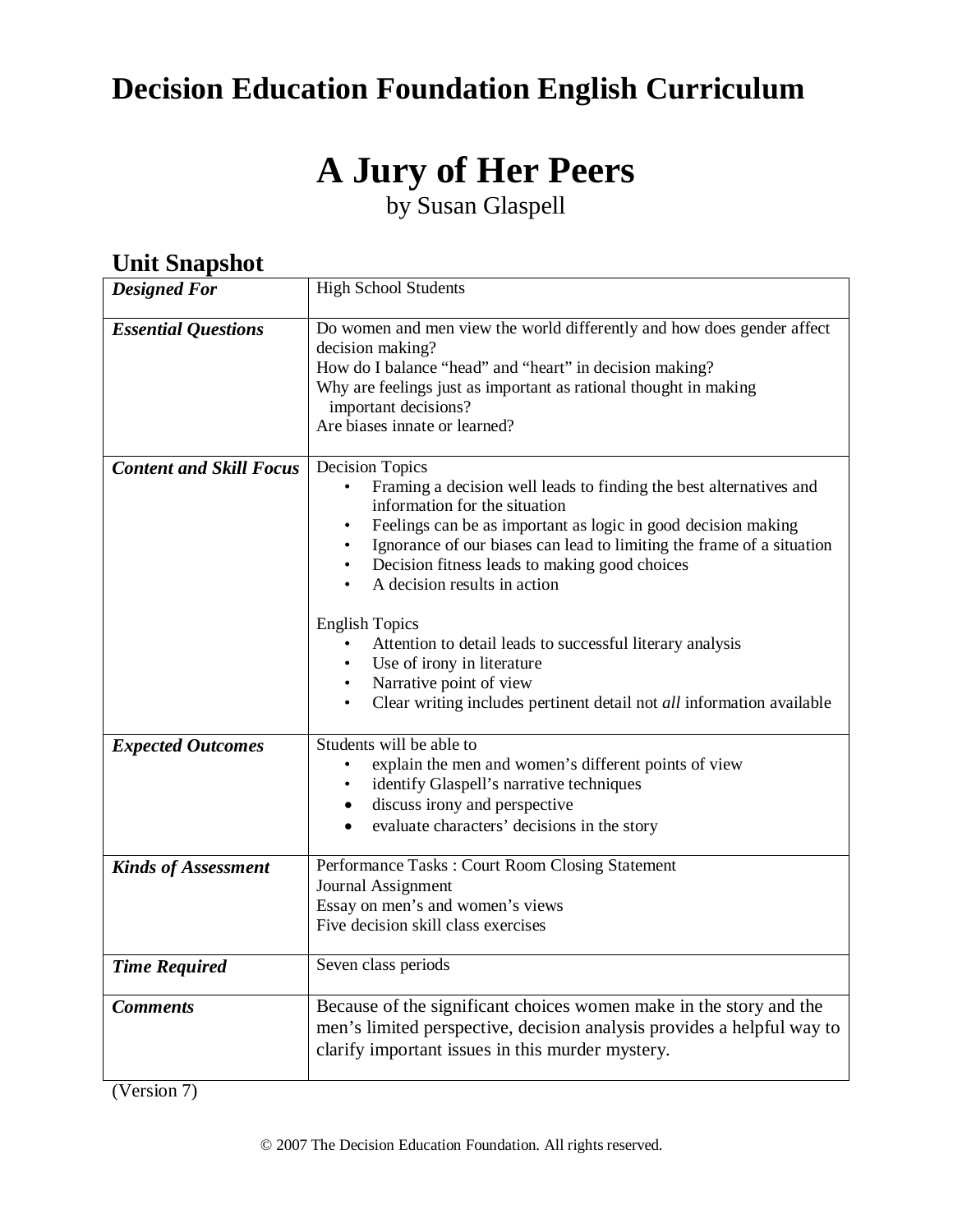# Decision Education Foundation English Curriculum

# A Jury of Her Peers

by Susan Glaspell

## Unit Snapshot

| | |
|---|---|
| ***Designed For*** | High School Students |
| ***Essential Questions*** | Do women and men view the world differently and how does gender affect decision making?<br>How do I balance "head" and "heart" in decision making?<br>Why are feelings just as important as rational thought in making important decisions?<br>Are biases innate or learned? |
| ***Content and Skill Focus*** | Decision Topics<br>• Framing a decision well leads to finding the best alternatives and information for the situation<br>• Feelings can be as important as logic in good decision making<br>• Ignorance of our biases can lead to limiting the frame of a situation<br>• Decision fitness leads to making good choices<br>• A decision results in action<br><br>English Topics<br>• Attention to detail leads to successful literary analysis<br>• Use of irony in literature<br>• Narrative point of view<br>• Clear writing includes pertinent detail not *all* information available |
| ***Expected Outcomes*** | Students will be able to<br>• explain the men and women's different points of view<br>• identify Glaspell's narrative techniques<br>• discuss irony and perspective<br>• evaluate characters' decisions in the story |
| ***Kinds of Assessment*** | Performance Tasks : Court Room Closing Statement<br>Journal Assignment<br>Essay on men's and women's views<br>Five decision skill class exercises |
| ***Time Required*** | Seven class periods |
| ***Comments*** | Because of the significant choices women make in the story and the men's limited perspective, decision analysis provides a helpful way to clarify important issues in this murder mystery. |

(Version 7)

© 2007 The Decision Education Foundation. All rights reserved.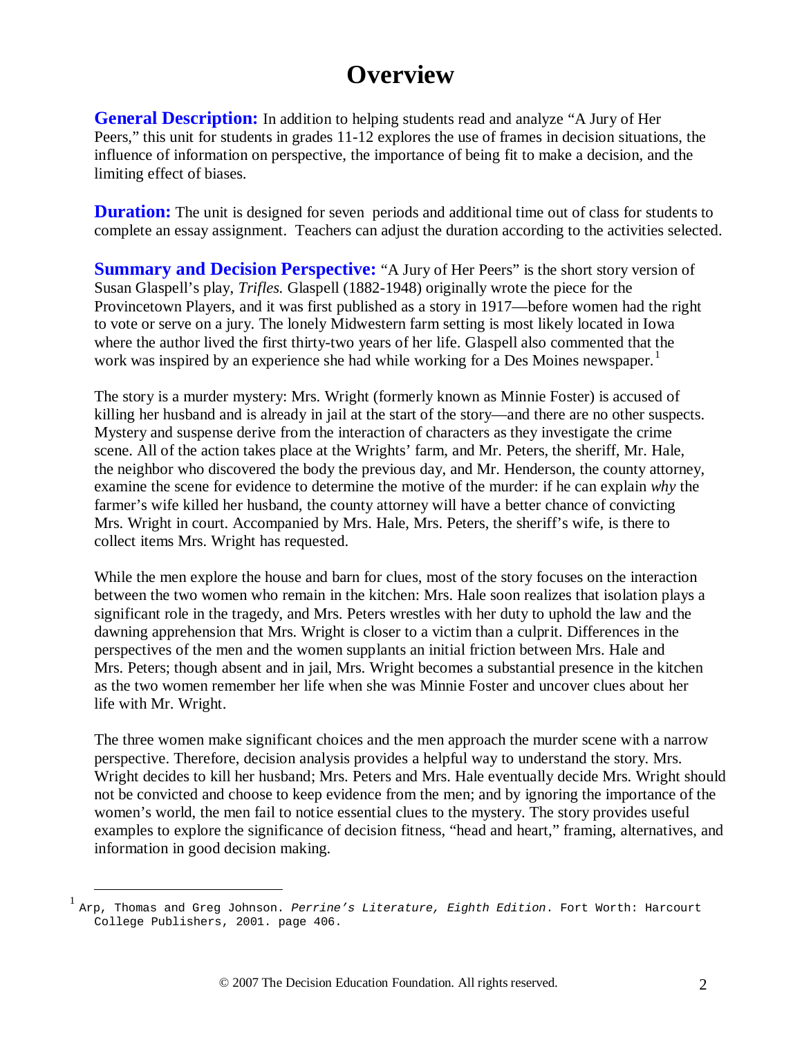# Overview

**General Description:** In addition to helping students read and analyze "A Jury of Her Peers," this unit for students in grades 11-12 explores the use of frames in decision situations, the influence of information on perspective, the importance of being fit to make a decision, and the limiting effect of biases.

**Duration:** The unit is designed for seven periods and additional time out of class for students to complete an essay assignment. Teachers can adjust the duration according to the activities selected.

**Summary and Decision Perspective:** "A Jury of Her Peers" is the short story version of Susan Glaspell's play, *Trifles.* Glaspell (1882-1948) originally wrote the piece for the Provincetown Players, and it was first published as a story in 1917—before women had the right to vote or serve on a jury. The lonely Midwestern farm setting is most likely located in Iowa where the author lived the first thirty-two years of her life. Glaspell also commented that the work was inspired by an experience she had while working for a Des Moines newspaper.[1]

The story is a murder mystery: Mrs. Wright (formerly known as Minnie Foster) is accused of killing her husband and is already in jail at the start of the story—and there are no other suspects. Mystery and suspense derive from the interaction of characters as they investigate the crime scene. All of the action takes place at the Wrights' farm, and Mr. Peters, the sheriff, Mr. Hale, the neighbor who discovered the body the previous day, and Mr. Henderson, the county attorney, examine the scene for evidence to determine the motive of the murder: if he can explain *why* the farmer's wife killed her husband, the county attorney will have a better chance of convicting Mrs. Wright in court. Accompanied by Mrs. Hale, Mrs. Peters, the sheriff's wife, is there to collect items Mrs. Wright has requested.

While the men explore the house and barn for clues, most of the story focuses on the interaction between the two women who remain in the kitchen: Mrs. Hale soon realizes that isolation plays a significant role in the tragedy, and Mrs. Peters wrestles with her duty to uphold the law and the dawning apprehension that Mrs. Wright is closer to a victim than a culprit. Differences in the perspectives of the men and the women supplants an initial friction between Mrs. Hale and Mrs. Peters; though absent and in jail, Mrs. Wright becomes a substantial presence in the kitchen as the two women remember her life when she was Minnie Foster and uncover clues about her life with Mr. Wright.

The three women make significant choices and the men approach the murder scene with a narrow perspective. Therefore, decision analysis provides a helpful way to understand the story. Mrs. Wright decides to kill her husband; Mrs. Peters and Mrs. Hale eventually decide Mrs. Wright should not be convicted and choose to keep evidence from the men; and by ignoring the importance of the women's world, the men fail to notice essential clues to the mystery. The story provides useful examples to explore the significance of decision fitness, "head and heart," framing, alternatives, and information in good decision making.

---

[1] Arp, Thomas and Greg Johnson. *Perrine's Literature, Eighth Edition*. Fort Worth: Harcourt College Publishers, 2001. page 406.

© 2007 The Decision Education Foundation. All rights reserved.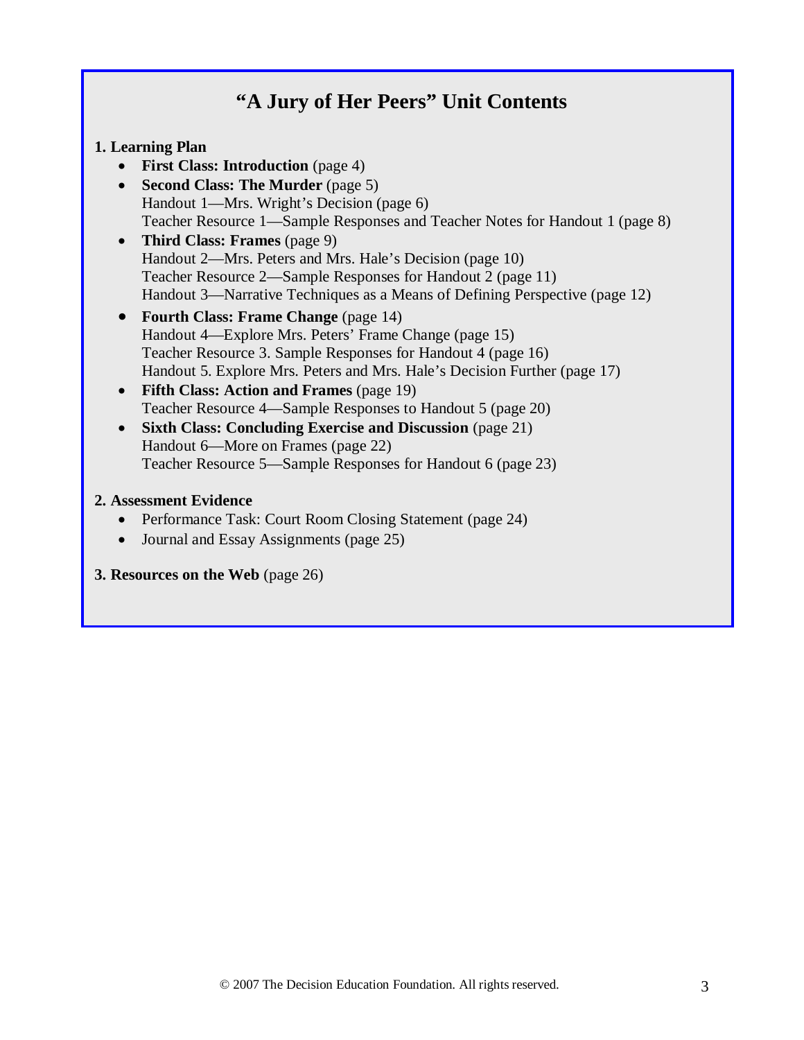# "A Jury of Her Peers" Unit Contents

**1. Learning Plan**

- **First Class: Introduction** (page 4)
- **Second Class: The Murder** (page 5)
  Handout 1—Mrs. Wright's Decision (page 6)
  Teacher Resource 1—Sample Responses and Teacher Notes for Handout 1 (page 8)
- **Third Class: Frames** (page 9)
  Handout 2—Mrs. Peters and Mrs. Hale's Decision (page 10)
  Teacher Resource 2—Sample Responses for Handout 2 (page 11)
  Handout 3—Narrative Techniques as a Means of Defining Perspective (page 12)
- **Fourth Class: Frame Change** (page 14)
  Handout 4—Explore Mrs. Peters' Frame Change (page 15)
  Teacher Resource 3. Sample Responses for Handout 4 (page 16)
  Handout 5. Explore Mrs. Peters and Mrs. Hale's Decision Further (page 17)
- **Fifth Class: Action and Frames** (page 19)
  Teacher Resource 4—Sample Responses to Handout 5 (page 20)
- **Sixth Class: Concluding Exercise and Discussion** (page 21)
  Handout 6—More on Frames (page 22)
  Teacher Resource 5—Sample Responses for Handout 6 (page 23)

**2. Assessment Evidence**

- Performance Task: Court Room Closing Statement (page 24)
- Journal and Essay Assignments (page 25)

**3. Resources on the Web** (page 26)

© 2007 The Decision Education Foundation. All rights reserved.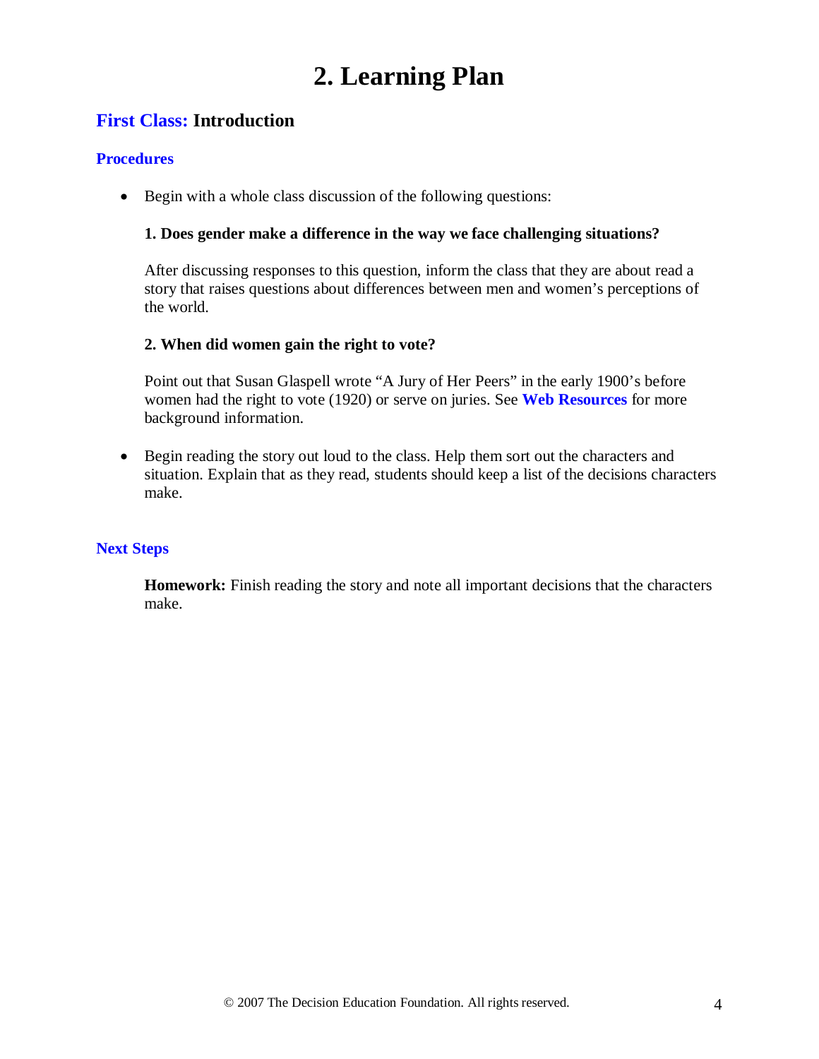# 2. Learning Plan

## First Class: Introduction

### Procedures

- Begin with a whole class discussion of the following questions:

  **1. Does gender make a difference in the way we face challenging situations?**

  After discussing responses to this question, inform the class that they are about read a story that raises questions about differences between men and women's perceptions of the world.

  **2. When did women gain the right to vote?**

  Point out that Susan Glaspell wrote "A Jury of Her Peers" in the early 1900's before women had the right to vote (1920) or serve on juries. See **Web Resources** for more background information.

- Begin reading the story out loud to the class. Help them sort out the characters and situation. Explain that as they read, students should keep a list of the decisions characters make.

### Next Steps

**Homework:** Finish reading the story and note all important decisions that the characters make.

© 2007 The Decision Education Foundation. All rights reserved.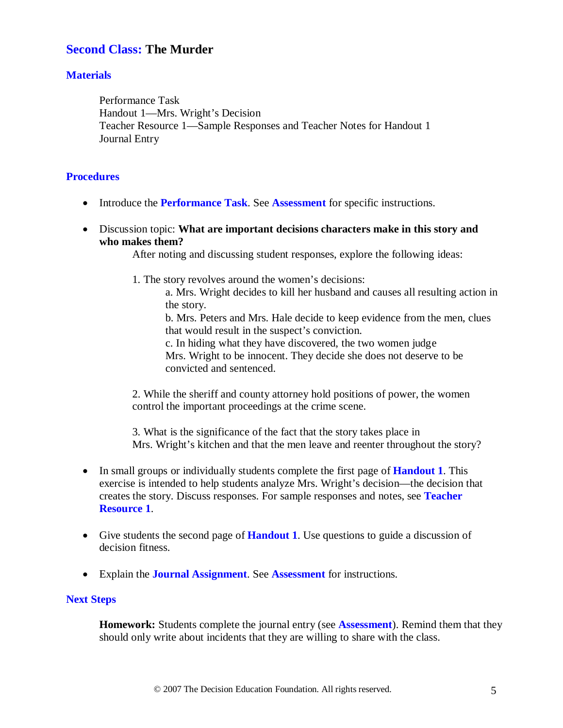## Second Class: The Murder

### Materials

Performance Task
Handout 1—Mrs. Wright's Decision
Teacher Resource 1—Sample Responses and Teacher Notes for Handout 1
Journal Entry

### Procedures

- Introduce the **Performance Task**. See **Assessment** for specific instructions.

- Discussion topic: **What are important decisions characters make in this story and who makes them?**

  After noting and discussing student responses, explore the following ideas:

  1. The story revolves around the women's decisions:
     a. Mrs. Wright decides to kill her husband and causes all resulting action in the story.
     b. Mrs. Peters and Mrs. Hale decide to keep evidence from the men, clues that would result in the suspect's conviction.
     c. In hiding what they have discovered, the two women judge Mrs. Wright to be innocent. They decide she does not deserve to be convicted and sentenced.

  2. While the sheriff and county attorney hold positions of power, the women control the important proceedings at the crime scene.

  3. What is the significance of the fact that the story takes place in Mrs. Wright's kitchen and that the men leave and reenter throughout the story?

- In small groups or individually students complete the first page of **Handout 1**. This exercise is intended to help students analyze Mrs. Wright's decision—the decision that creates the story. Discuss responses. For sample responses and notes, see **Teacher Resource 1**.

- Give students the second page of **Handout 1**. Use questions to guide a discussion of decision fitness.

- Explain the **Journal Assignment**. See **Assessment** for instructions.

### Next Steps

**Homework:** Students complete the journal entry (see **Assessment**). Remind them that they should only write about incidents that they are willing to share with the class.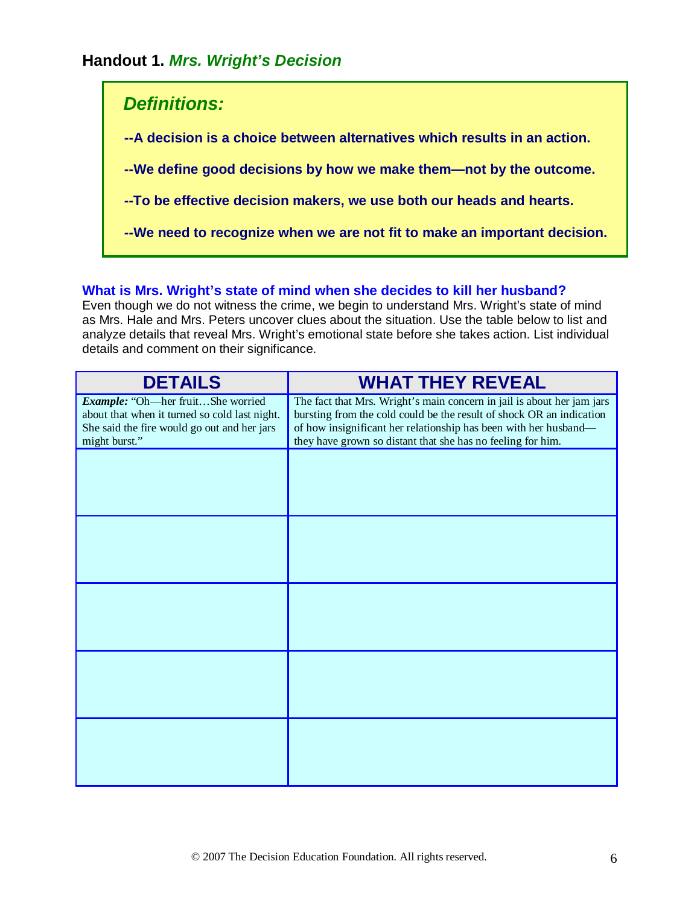## Handout 1. *Mrs. Wright's Decision*

> ***Definitions:***
>
> **--A decision is a choice between alternatives which results in an action.**
>
> **--We define good decisions by how we make them—not by the outcome.**
>
> **--To be effective decision makers, we use both our heads and hearts.**
>
> **--We need to recognize when we are not fit to make an important decision.**

**What is Mrs. Wright's state of mind when she decides to kill her husband?**

Even though we do not witness the crime, we begin to understand Mrs. Wright's state of mind as Mrs. Hale and Mrs. Peters uncover clues about the situation. Use the table below to list and analyze details that reveal Mrs. Wright's emotional state before she takes action. List individual details and comment on their significance.

| DETAILS | WHAT THEY REVEAL |
|---|---|
| ***Example:*** "Oh—her fruit…She worried about that when it turned so cold last night. She said the fire would go out and her jars might burst." | The fact that Mrs. Wright's main concern in jail is about her jam jars bursting from the cold could be the result of shock OR an indication of how insignificant her relationship has been with her husband—they have grown so distant that she has no feeling for him. |
| | |
| | |
| | |
| | |
| | |

© 2007 The Decision Education Foundation. All rights reserved.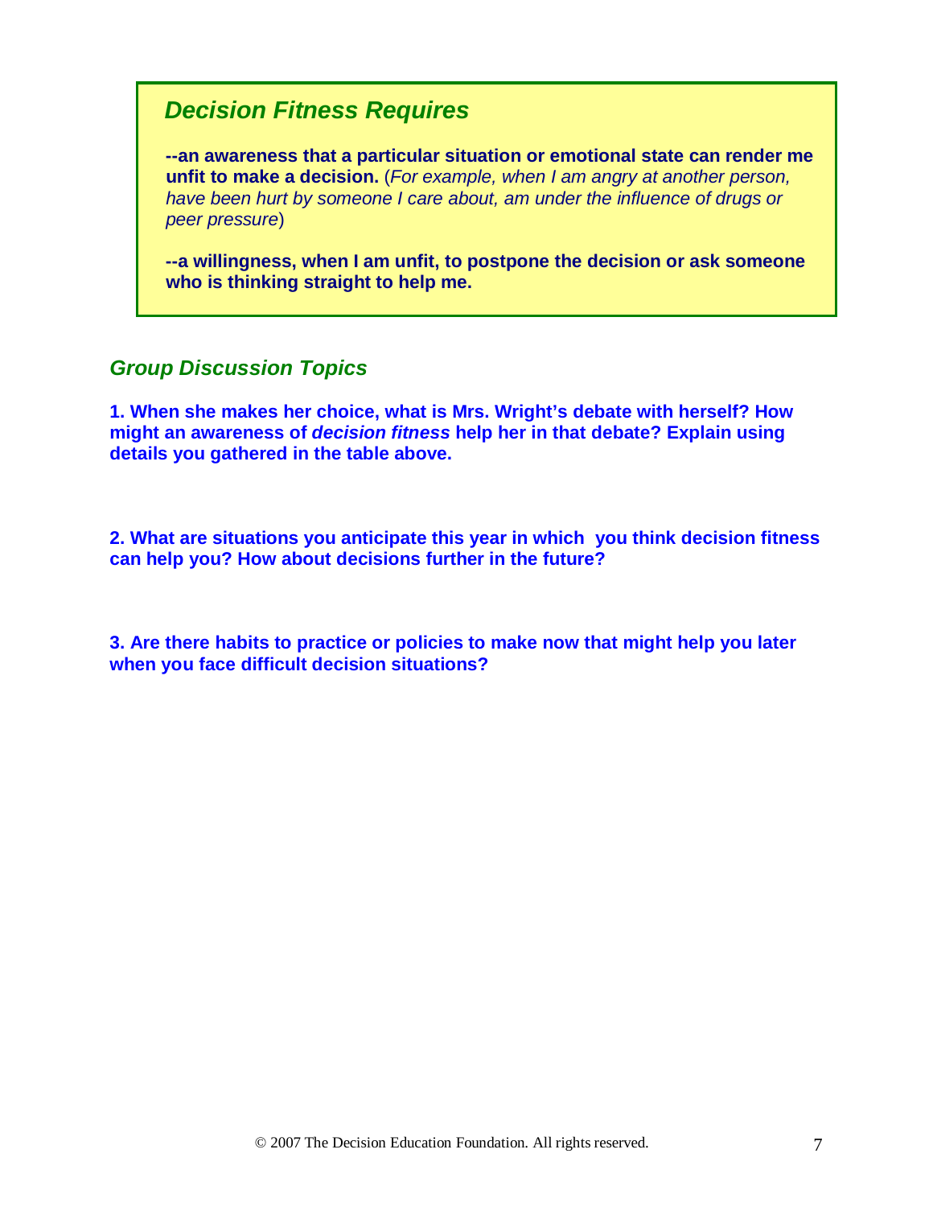## *Decision Fitness Requires*

**--an awareness that a particular situation or emotional state can render me unfit to make a decision.** (*For example, when I am angry at another person, have been hurt by someone I care about, am under the influence of drugs or peer pressure*)

**--a willingness, when I am unfit, to postpone the decision or ask someone who is thinking straight to help me.**

## *Group Discussion Topics*

**1. When she makes her choice, what is Mrs. Wright's debate with herself? How might an awareness of *decision fitness* help her in that debate? Explain using details you gathered in the table above.**

**2. What are situations you anticipate this year in which you think decision fitness can help you? How about decisions further in the future?**

**3. Are there habits to practice or policies to make now that might help you later when you face difficult decision situations?**

© 2007 The Decision Education Foundation. All rights reserved.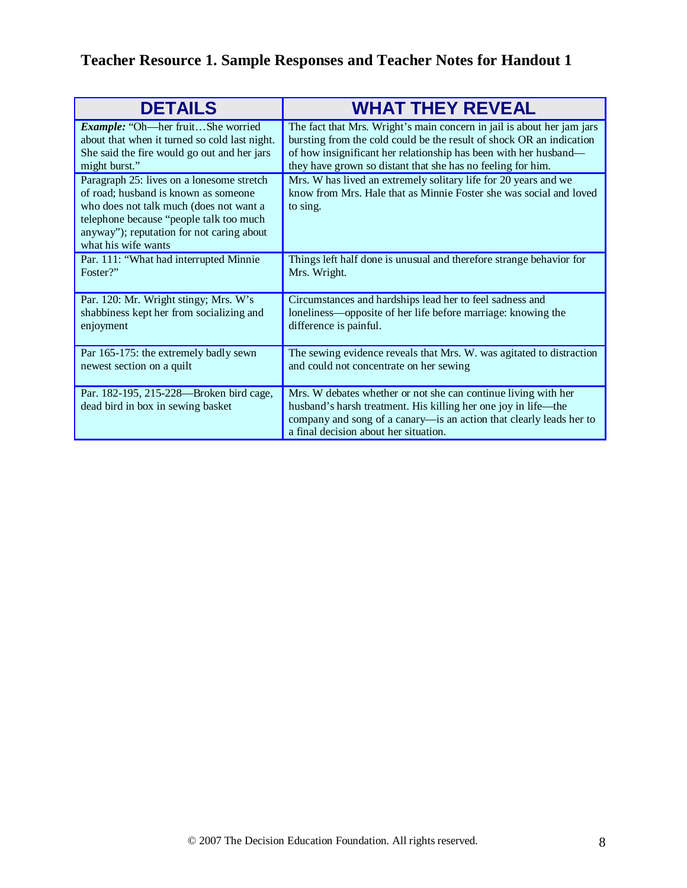# Teacher Resource 1. Sample Responses and Teacher Notes for Handout 1

| DETAILS | WHAT THEY REVEAL |
|---|---|
| ***Example:*** "Oh—her fruit…She worried about that when it turned so cold last night. She said the fire would go out and her jars might burst." | The fact that Mrs. Wright's main concern in jail is about her jam jars bursting from the cold could be the result of shock OR an indication of how insignificant her relationship has been with her husband—they have grown so distant that she has no feeling for him. |
| Paragraph 25: lives on a lonesome stretch of road; husband is known as someone who does not talk much (does not want a telephone because "people talk too much anyway"); reputation for not caring about what his wife wants | Mrs. W has lived an extremely solitary life for 20 years and we know from Mrs. Hale that as Minnie Foster she was social and loved to sing. |
| Par. 111: "What had interrupted Minnie Foster?" | Things left half done is unusual and therefore strange behavior for Mrs. Wright. |
| Par. 120: Mr. Wright stingy; Mrs. W's shabbiness kept her from socializing and enjoyment | Circumstances and hardships lead her to feel sadness and loneliness—opposite of her life before marriage: knowing the difference is painful. |
| Par 165-175: the extremely badly sewn newest section on a quilt | The sewing evidence reveals that Mrs. W. was agitated to distraction and could not concentrate on her sewing |
| Par. 182-195, 215-228—Broken bird cage, dead bird in box in sewing basket | Mrs. W debates whether or not she can continue living with her husband's harsh treatment. His killing her one joy in life—the company and song of a canary—is an action that clearly leads her to a final decision about her situation. |

© 2007 The Decision Education Foundation. All rights reserved.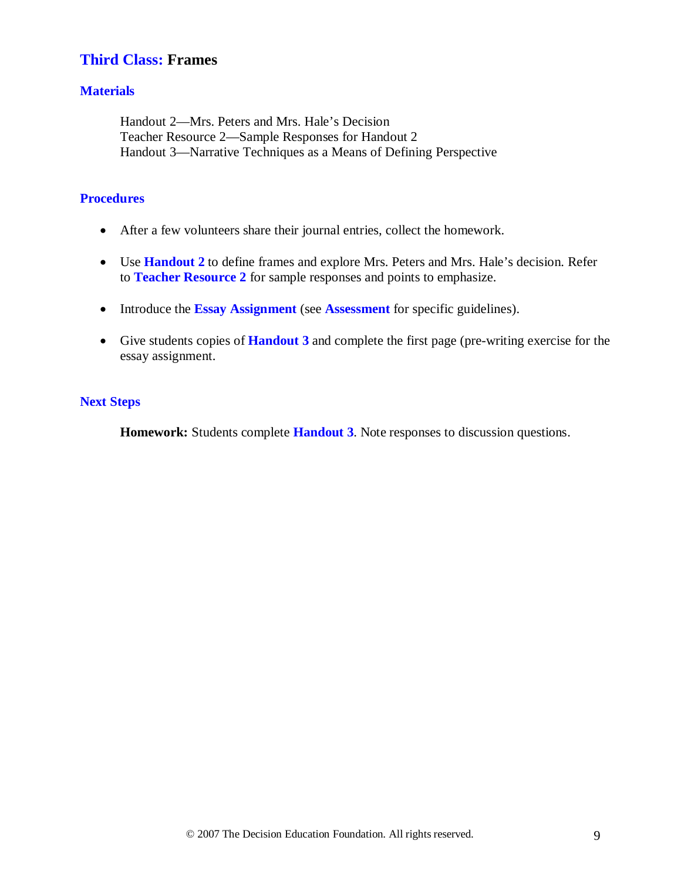## Third Class: Frames

### Materials

Handout 2—Mrs. Peters and Mrs. Hale's Decision
Teacher Resource 2—Sample Responses for Handout 2
Handout 3—Narrative Techniques as a Means of Defining Perspective

### Procedures

- After a few volunteers share their journal entries, collect the homework.
- Use **Handout 2** to define frames and explore Mrs. Peters and Mrs. Hale's decision. Refer to **Teacher Resource 2** for sample responses and points to emphasize.
- Introduce the **Essay Assignment** (see **Assessment** for specific guidelines).
- Give students copies of **Handout 3** and complete the first page (pre-writing exercise for the essay assignment.

### Next Steps

**Homework:** Students complete **Handout 3**. Note responses to discussion questions.

© 2007 The Decision Education Foundation. All rights reserved.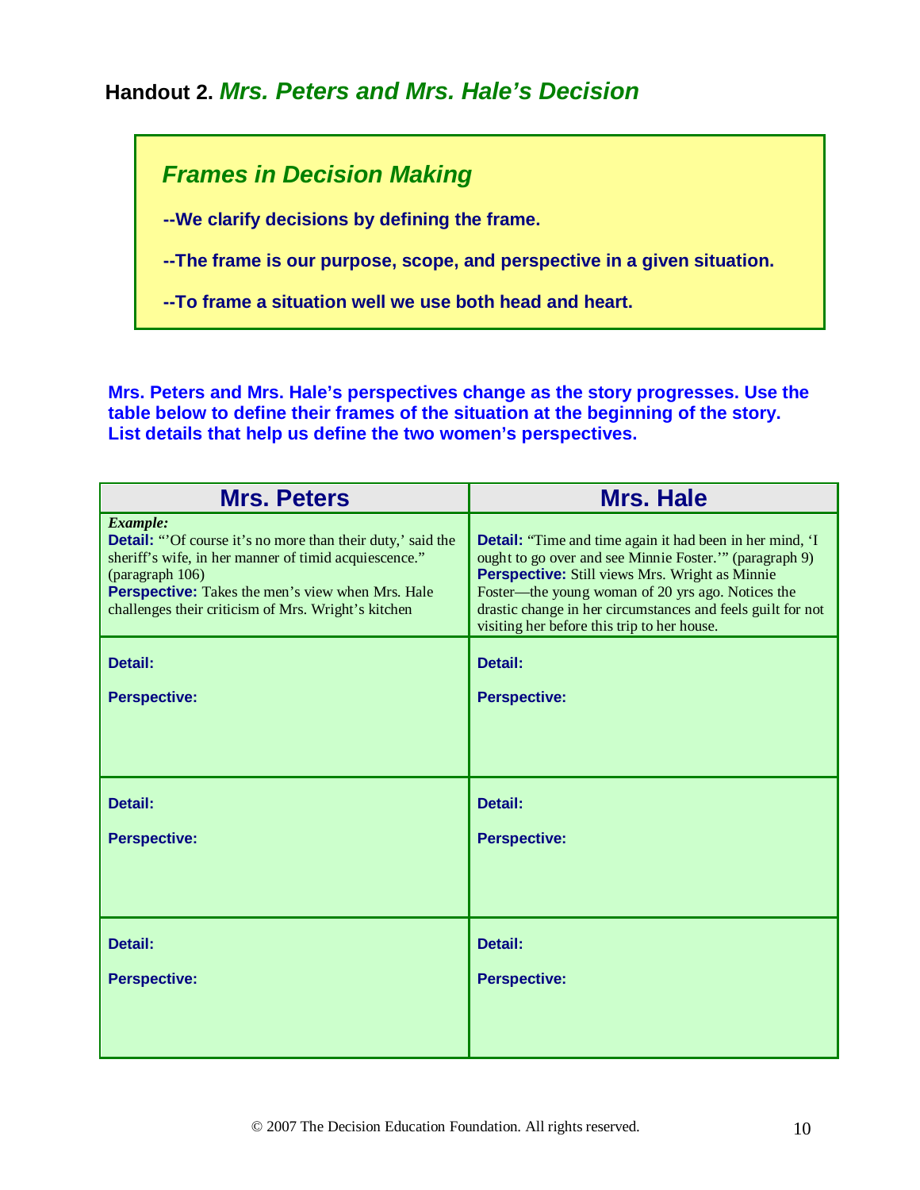## Handout 2. *Mrs. Peters and Mrs. Hale's Decision*

### *Frames in Decision Making*

**--We clarify decisions by defining the frame.**

**--The frame is our purpose, scope, and perspective in a given situation.**

**--To frame a situation well we use both head and heart.**

**Mrs. Peters and Mrs. Hale's perspectives change as the story progresses. Use the table below to define their frames of the situation at the beginning of the story. List details that help us define the two women's perspectives.**

| Mrs. Peters | Mrs. Hale |
|---|---|
| ***Example:*** <br> **Detail:** "'Of course it's no more than their duty,' said the sheriff's wife, in her manner of timid acquiescence." (paragraph 106) <br> **Perspective:** Takes the men's view when Mrs. Hale challenges their criticism of Mrs. Wright's kitchen | **Detail:** "Time and time again it had been in her mind, 'I ought to go over and see Minnie Foster.'" (paragraph 9) <br> **Perspective:** Still views Mrs. Wright as Minnie Foster—the young woman of 20 yrs ago. Notices the drastic change in her circumstances and feels guilt for not visiting her before this trip to her house. |
| **Detail:** <br> **Perspective:** | **Detail:** <br> **Perspective:** |
| **Detail:** <br> **Perspective:** | **Detail:** <br> **Perspective:** |
| **Detail:** <br> **Perspective:** | **Detail:** <br> **Perspective:** |

© 2007 The Decision Education Foundation. All rights reserved.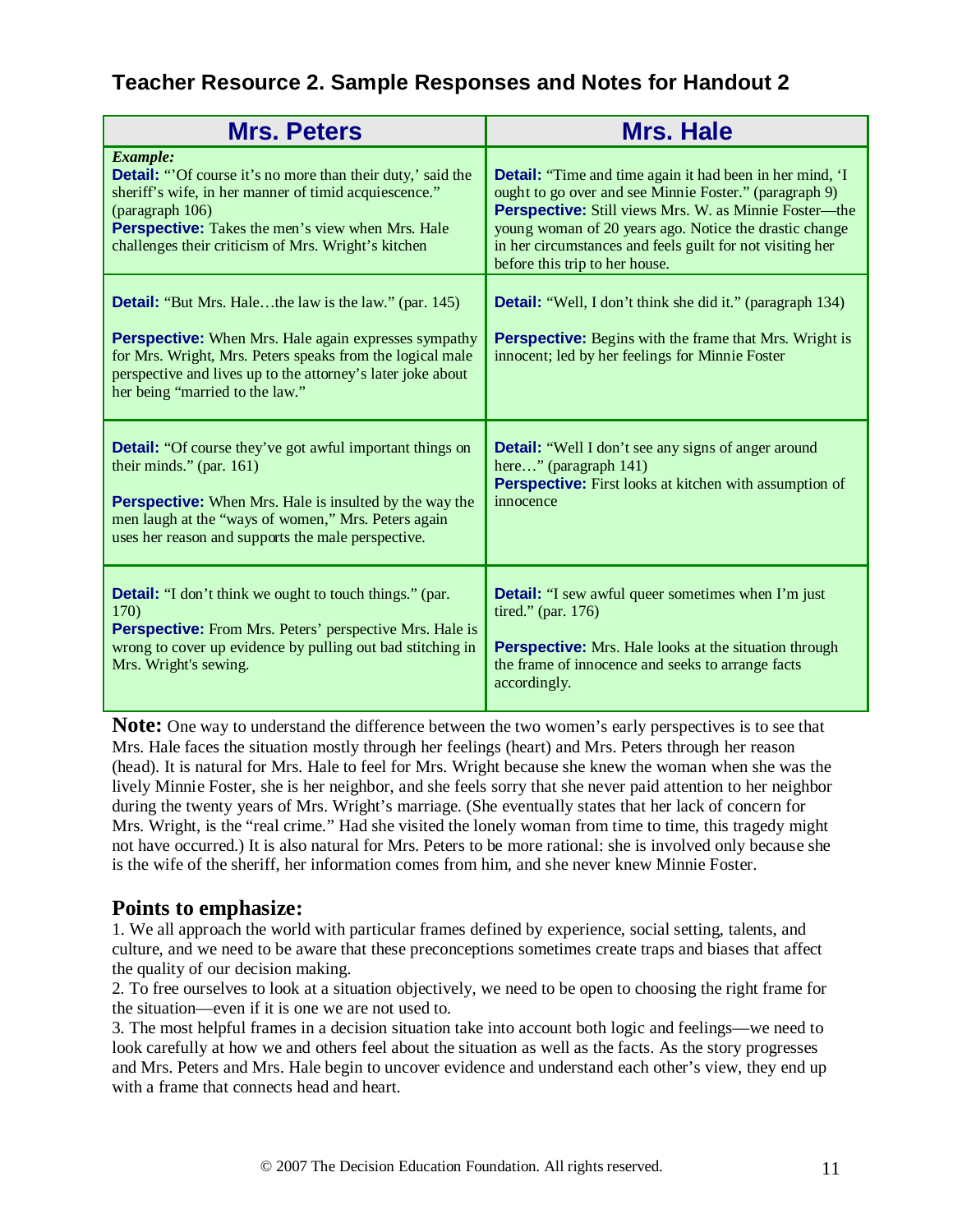## Teacher Resource 2. Sample Responses and Notes for Handout 2

| Mrs. Peters | Mrs. Hale |
|---|---|
| ***Example:*** **Detail:** "'Of course it's no more than their duty,' said the sheriff's wife, in her manner of timid acquiescence." (paragraph 106) **Perspective:** Takes the men's view when Mrs. Hale challenges their criticism of Mrs. Wright's kitchen | **Detail:** "Time and time again it had been in her mind, 'I ought to go over and see Minnie Foster." (paragraph 9) **Perspective:** Still views Mrs. W. as Minnie Foster—the young woman of 20 years ago. Notice the drastic change in her circumstances and feels guilt for not visiting her before this trip to her house. |
| **Detail:** "But Mrs. Hale…the law is the law." (par. 145) **Perspective:** When Mrs. Hale again expresses sympathy for Mrs. Wright, Mrs. Peters speaks from the logical male perspective and lives up to the attorney's later joke about her being "married to the law." | **Detail:** "Well, I don't think she did it." (paragraph 134) **Perspective:** Begins with the frame that Mrs. Wright is innocent; led by her feelings for Minnie Foster |
| **Detail:** "Of course they've got awful important things on their minds." (par. 161) **Perspective:** When Mrs. Hale is insulted by the way the men laugh at the "ways of women," Mrs. Peters again uses her reason and supports the male perspective. | **Detail:** "Well I don't see any signs of anger around here…" (paragraph 141) **Perspective:** First looks at kitchen with assumption of innocence |
| **Detail:** "I don't think we ought to touch things." (par. 170) **Perspective:** From Mrs. Peters' perspective Mrs. Hale is wrong to cover up evidence by pulling out bad stitching in Mrs. Wright's sewing. | **Detail:** "I sew awful queer sometimes when I'm just tired." (par. 176) **Perspective:** Mrs. Hale looks at the situation through the frame of innocence and seeks to arrange facts accordingly. |

**Note:** One way to understand the difference between the two women's early perspectives is to see that Mrs. Hale faces the situation mostly through her feelings (heart) and Mrs. Peters through her reason (head). It is natural for Mrs. Hale to feel for Mrs. Wright because she knew the woman when she was the lively Minnie Foster, she is her neighbor, and she feels sorry that she never paid attention to her neighbor during the twenty years of Mrs. Wright's marriage. (She eventually states that her lack of concern for Mrs. Wright, is the "real crime." Had she visited the lonely woman from time to time, this tragedy might not have occurred.) It is also natural for Mrs. Peters to be more rational: she is involved only because she is the wife of the sheriff, her information comes from him, and she never knew Minnie Foster.

### Points to emphasize:

1. We all approach the world with particular frames defined by experience, social setting, talents, and culture, and we need to be aware that these preconceptions sometimes create traps and biases that affect the quality of our decision making.
2. To free ourselves to look at a situation objectively, we need to be open to choosing the right frame for the situation—even if it is one we are not used to.
3. The most helpful frames in a decision situation take into account both logic and feelings—we need to look carefully at how we and others feel about the situation as well as the facts. As the story progresses and Mrs. Peters and Mrs. Hale begin to uncover evidence and understand each other's view, they end up with a frame that connects head and heart.

© 2007 The Decision Education Foundation. All rights reserved.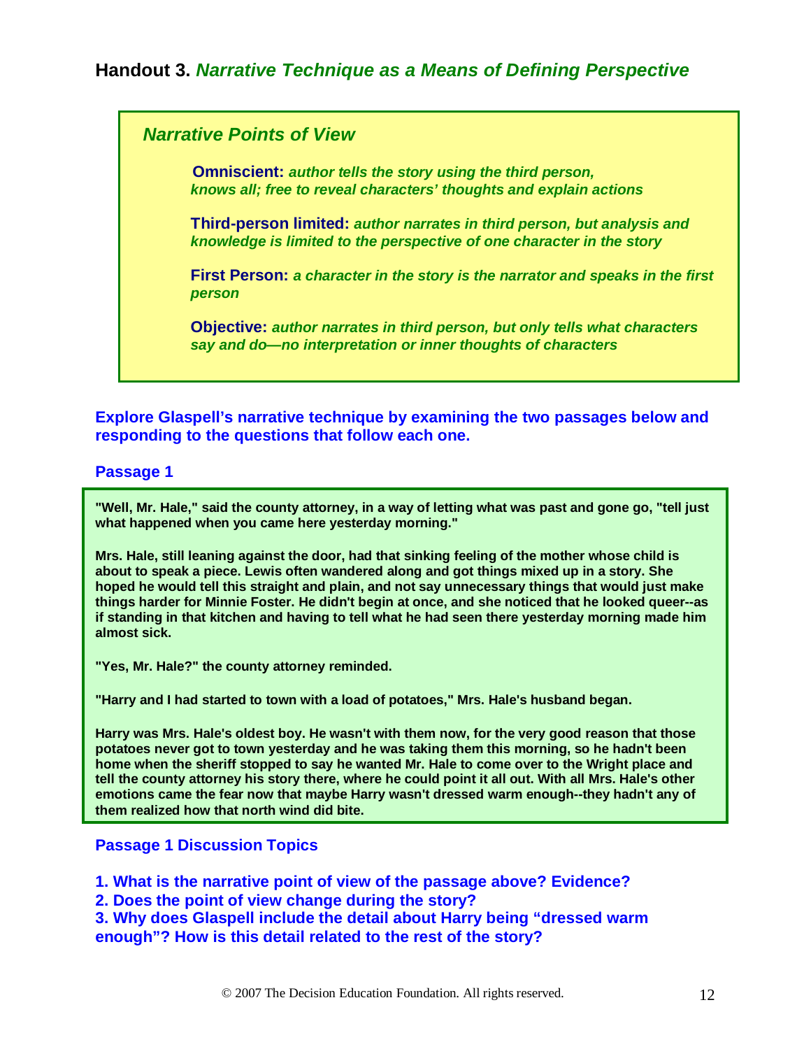## Handout 3. *Narrative Technique as a Means of Defining Perspective*

### *Narrative Points of View*

**Omniscient:** ***author tells the story using the third person, knows all; free to reveal characters' thoughts and explain actions***

**Third-person limited:** ***author narrates in third person, but analysis and knowledge is limited to the perspective of one character in the story***

**First Person:** ***a character in the story is the narrator and speaks in the first person***

**Objective:** ***author narrates in third person, but only tells what characters say and do—no interpretation or inner thoughts of characters***

**Explore Glaspell's narrative technique by examining the two passages below and responding to the questions that follow each one.**

### Passage 1

**"Well, Mr. Hale," said the county attorney, in a way of letting what was past and gone go, "tell just what happened when you came here yesterday morning."**

**Mrs. Hale, still leaning against the door, had that sinking feeling of the mother whose child is about to speak a piece. Lewis often wandered along and got things mixed up in a story. She hoped he would tell this straight and plain, and not say unnecessary things that would just make things harder for Minnie Foster. He didn't begin at once, and she noticed that he looked queer--as if standing in that kitchen and having to tell what he had seen there yesterday morning made him almost sick.**

**"Yes, Mr. Hale?" the county attorney reminded.**

**"Harry and I had started to town with a load of potatoes," Mrs. Hale's husband began.**

**Harry was Mrs. Hale's oldest boy. He wasn't with them now, for the very good reason that those potatoes never got to town yesterday and he was taking them this morning, so he hadn't been home when the sheriff stopped to say he wanted Mr. Hale to come over to the Wright place and tell the county attorney his story there, where he could point it all out. With all Mrs. Hale's other emotions came the fear now that maybe Harry wasn't dressed warm enough--they hadn't any of them realized how that north wind did bite.**

### Passage 1 Discussion Topics

**1. What is the narrative point of view of the passage above? Evidence?**
**2. Does the point of view change during the story?**
**3. Why does Glaspell include the detail about Harry being "dressed warm enough"? How is this detail related to the rest of the story?**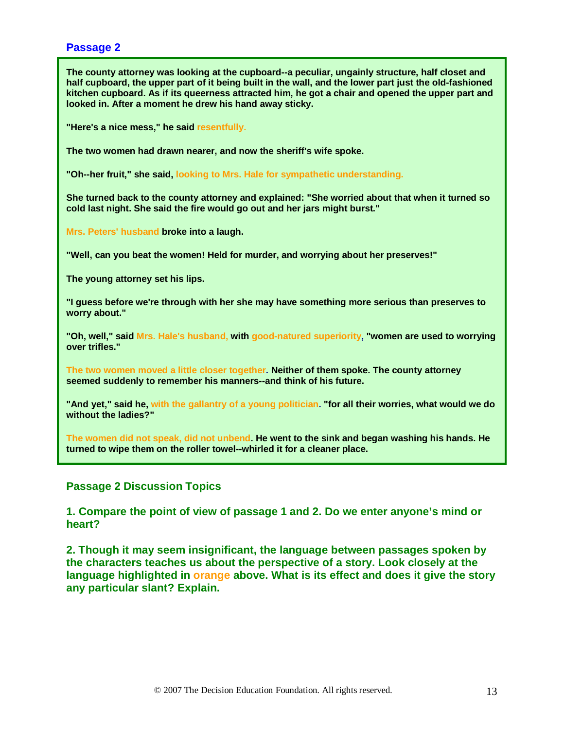## Passage 2

**The county attorney was looking at the cupboard--a peculiar, ungainly structure, half closet and half cupboard, the upper part of it being built in the wall, and the lower part just the old-fashioned kitchen cupboard. As if its queerness attracted him, he got a chair and opened the upper part and looked in. After a moment he drew his hand away sticky.**

**"Here's a nice mess," he said resentfully.**

**The two women had drawn nearer, and now the sheriff's wife spoke.**

**"Oh--her fruit," she said, looking to Mrs. Hale for sympathetic understanding.**

**She turned back to the county attorney and explained: "She worried about that when it turned so cold last night. She said the fire would go out and her jars might burst."**

**Mrs. Peters' husband broke into a laugh.**

**"Well, can you beat the women! Held for murder, and worrying about her preserves!"**

**The young attorney set his lips.**

**"I guess before we're through with her she may have something more serious than preserves to worry about."**

**"Oh, well," said Mrs. Hale's husband, with good-natured superiority, "women are used to worrying over trifles."**

**The two women moved a little closer together. Neither of them spoke. The county attorney seemed suddenly to remember his manners--and think of his future.**

**"And yet," said he, with the gallantry of a young politician. "for all their worries, what would we do without the ladies?"**

**The women did not speak, did not unbend. He went to the sink and began washing his hands. He turned to wipe them on the roller towel--whirled it for a cleaner place.**

### Passage 2 Discussion Topics

**1. Compare the point of view of passage 1 and 2. Do we enter anyone's mind or heart?**

**2. Though it may seem insignificant, the language between passages spoken by the characters teaches us about the perspective of a story. Look closely at the language highlighted in orange above. What is its effect and does it give the story any particular slant? Explain.**

© 2007 The Decision Education Foundation. All rights reserved.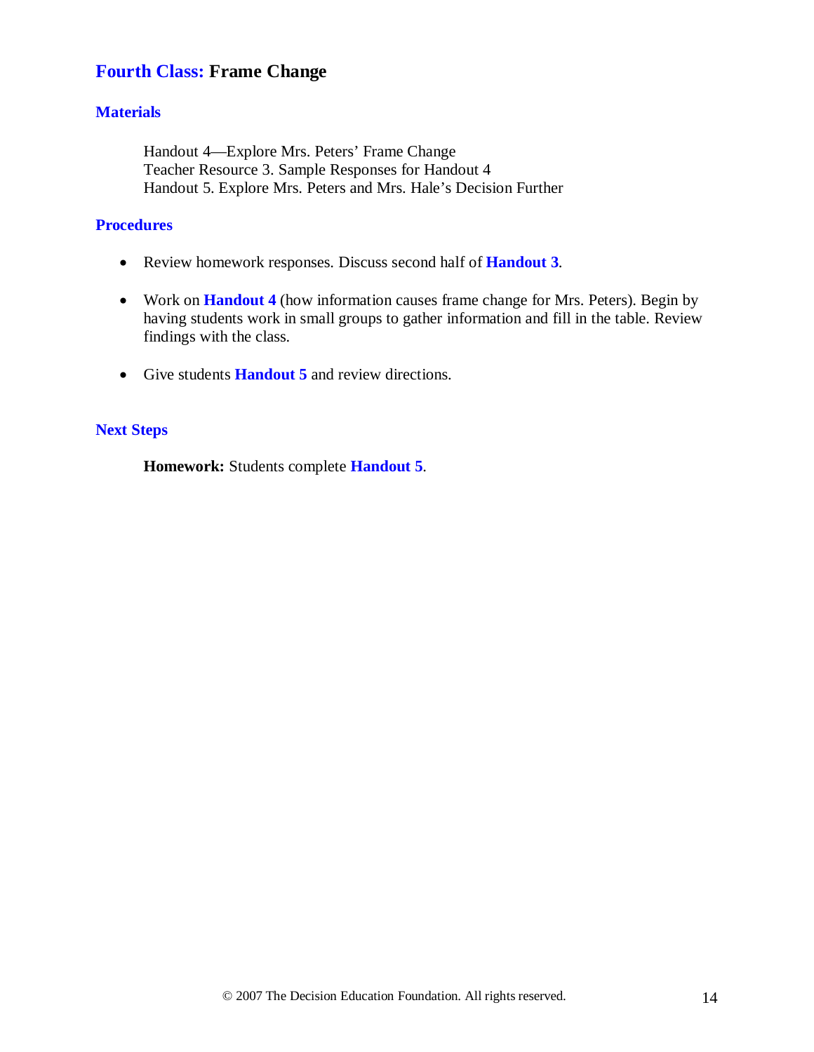## Fourth Class: Frame Change

### Materials

Handout 4—Explore Mrs. Peters' Frame Change
Teacher Resource 3. Sample Responses for Handout 4
Handout 5. Explore Mrs. Peters and Mrs. Hale's Decision Further

### Procedures

- Review homework responses. Discuss second half of **Handout 3**.
- Work on **Handout 4** (how information causes frame change for Mrs. Peters). Begin by having students work in small groups to gather information and fill in the table. Review findings with the class.
- Give students **Handout 5** and review directions.

### Next Steps

**Homework:** Students complete **Handout 5**.

© 2007 The Decision Education Foundation. All rights reserved.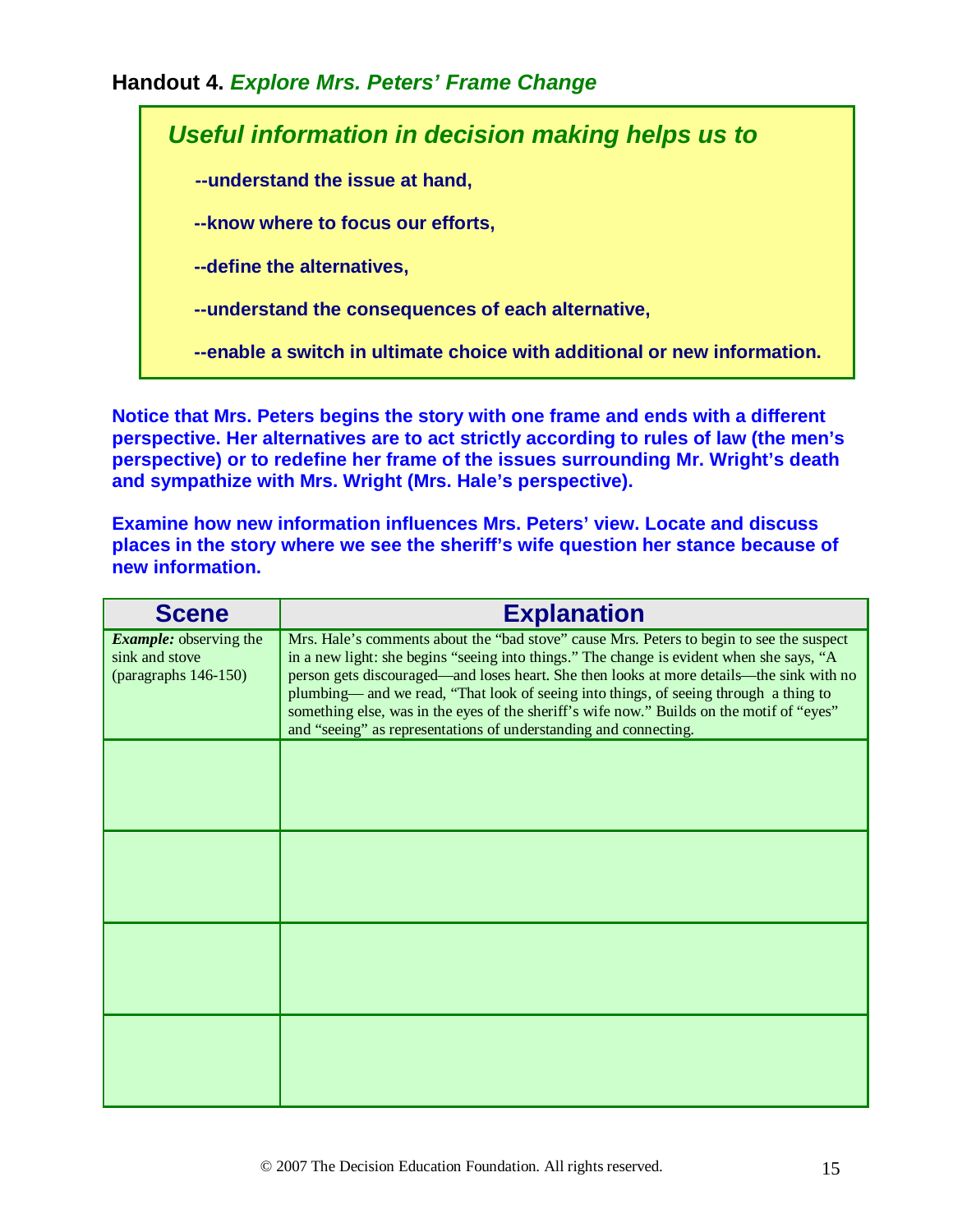## Handout 4. *Explore Mrs. Peters' Frame Change*

### *Useful information in decision making helps us to*

- --understand the issue at hand,
- --know where to focus our efforts,
- --define the alternatives,
- --understand the consequences of each alternative,
- --enable a switch in ultimate choice with additional or new information.

**Notice that Mrs. Peters begins the story with one frame and ends with a different perspective. Her alternatives are to act strictly according to rules of law (the men's perspective) or to redefine her frame of the issues surrounding Mr. Wright's death and sympathize with Mrs. Wright (Mrs. Hale's perspective).**

**Examine how new information influences Mrs. Peters' view. Locate and discuss places in the story where we see the sheriff's wife question her stance because of new information.**

| Scene | Explanation |
|---|---|
| ***Example:*** observing the sink and stove (paragraphs 146-150) | Mrs. Hale's comments about the "bad stove" cause Mrs. Peters to begin to see the suspect in a new light: she begins "seeing into things." The change is evident when she says, "A person gets discouraged—and loses heart. She then looks at more details—the sink with no plumbing— and we read, "That look of seeing into things, of seeing through a thing to something else, was in the eyes of the sheriff's wife now." Builds on the motif of "eyes" and "seeing" as representations of understanding and connecting. |
| | |
| | |
| | |
| | |

© 2007 The Decision Education Foundation. All rights reserved.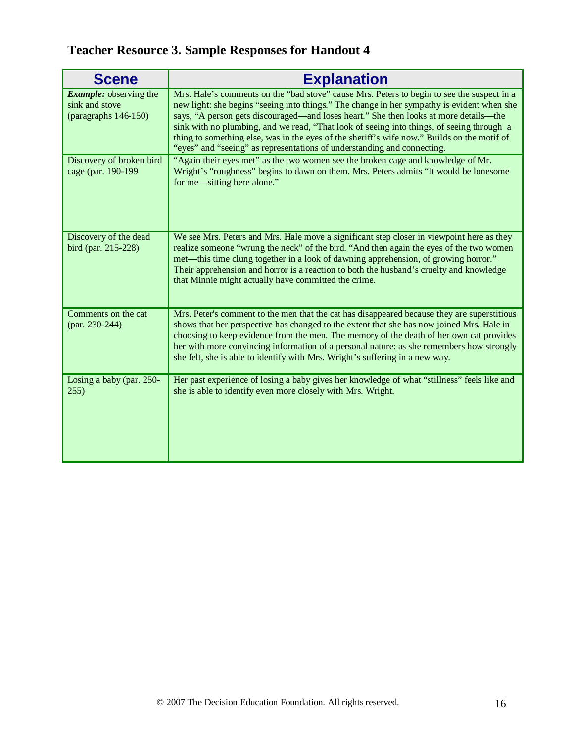## Teacher Resource 3. Sample Responses for Handout 4

| Scene | Explanation |
|---|---|
| ***Example:*** observing the sink and stove (paragraphs 146-150) | Mrs. Hale's comments on the "bad stove" cause Mrs. Peters to begin to see the suspect in a new light: she begins "seeing into things." The change in her sympathy is evident when she says, "A person gets discouraged—and loses heart." She then looks at more details—the sink with no plumbing, and we read, "That look of seeing into things, of seeing through a thing to something else, was in the eyes of the sheriff's wife now." Builds on the motif of "eyes" and "seeing" as representations of understanding and connecting. |
| Discovery of broken bird cage (par. 190-199 | "Again their eyes met" as the two women see the broken cage and knowledge of Mr. Wright's "roughness" begins to dawn on them. Mrs. Peters admits "It would be lonesome for me—sitting here alone." |
| Discovery of the dead bird (par. 215-228) | We see Mrs. Peters and Mrs. Hale move a significant step closer in viewpoint here as they realize someone "wrung the neck" of the bird. "And then again the eyes of the two women met—this time clung together in a look of dawning apprehension, of growing horror." Their apprehension and horror is a reaction to both the husband's cruelty and knowledge that Minnie might actually have committed the crime. |
| Comments on the cat (par. 230-244) | Mrs. Peter's comment to the men that the cat has disappeared because they are superstitious shows that her perspective has changed to the extent that she has now joined Mrs. Hale in choosing to keep evidence from the men. The memory of the death of her own cat provides her with more convincing information of a personal nature: as she remembers how strongly she felt, she is able to identify with Mrs. Wright's suffering in a new way. |
| Losing a baby (par. 250-255) | Her past experience of losing a baby gives her knowledge of what "stillness" feels like and she is able to identify even more closely with Mrs. Wright. |

© 2007 The Decision Education Foundation. All rights reserved.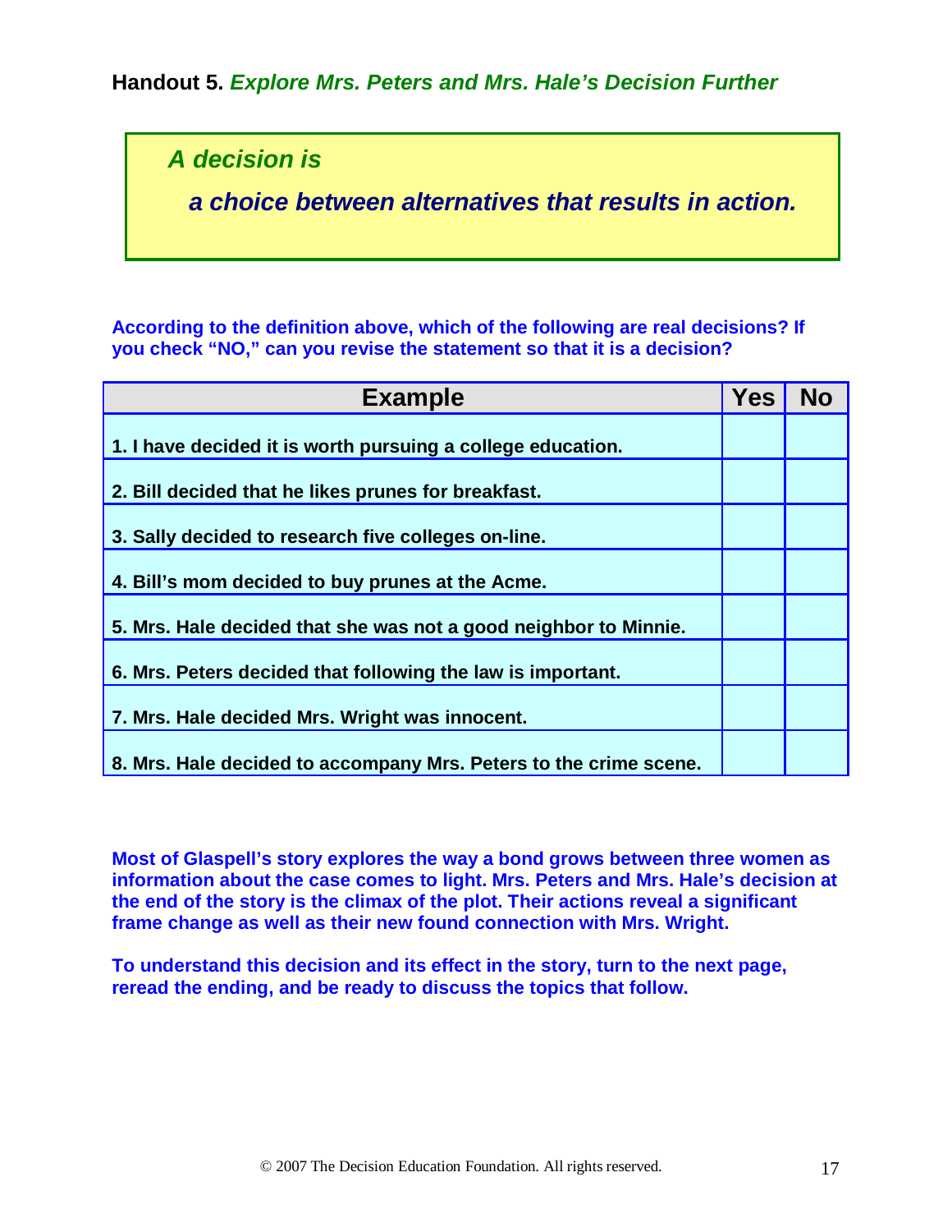## Handout 5. *Explore Mrs. Peters and Mrs. Hale's Decision Further*

> ***A decision is***
>
> ***a choice between alternatives that results in action.***

**According to the definition above, which of the following are real decisions? If you check "NO," can you revise the statement so that it is a decision?**

| Example | Yes | No |
|---|---|---|
| **1. I have decided it is worth pursuing a college education.** | | |
| **2. Bill decided that he likes prunes for breakfast.** | | |
| **3. Sally decided to research five colleges on-line.** | | |
| **4. Bill's mom decided to buy prunes at the Acme.** | | |
| **5. Mrs. Hale decided that she was not a good neighbor to Minnie.** | | |
| **6. Mrs. Peters decided that following the law is important.** | | |
| **7. Mrs. Hale decided Mrs. Wright was innocent.** | | |
| **8. Mrs. Hale decided to accompany Mrs. Peters to the crime scene.** | | |

**Most of Glaspell's story explores the way a bond grows between three women as information about the case comes to light. Mrs. Peters and Mrs. Hale's decision at the end of the story is the climax of the plot. Their actions reveal a significant frame change as well as their new found connection with Mrs. Wright.**

**To understand this decision and its effect in the story, turn to the next page, reread the ending, and be ready to discuss the topics that follow.**

© 2007 The Decision Education Foundation. All rights reserved.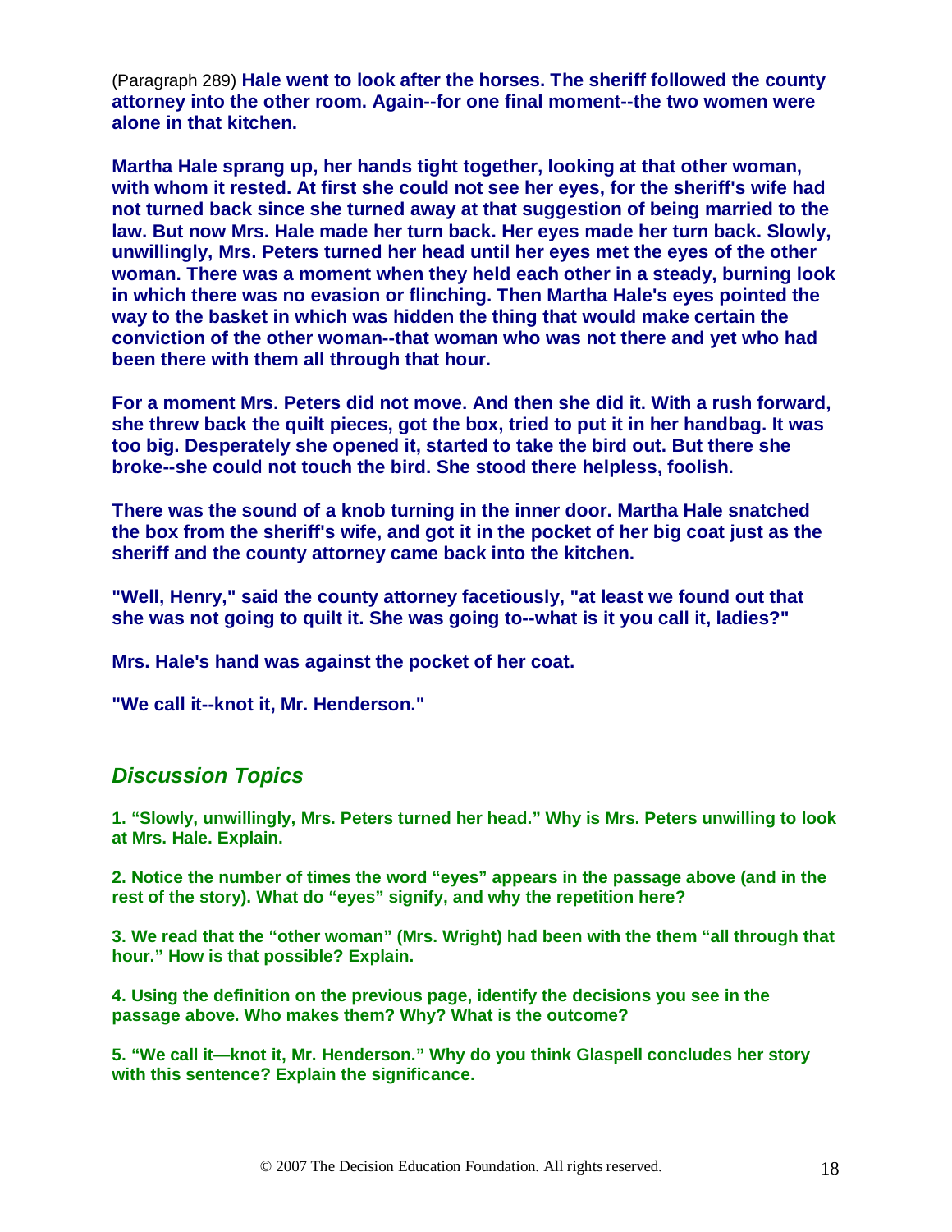(Paragraph 289) **Hale went to look after the horses. The sheriff followed the county attorney into the other room. Again--for one final moment--the two women were alone in that kitchen.**

**Martha Hale sprang up, her hands tight together, looking at that other woman, with whom it rested. At first she could not see her eyes, for the sheriff's wife had not turned back since she turned away at that suggestion of being married to the law. But now Mrs. Hale made her turn back. Her eyes made her turn back. Slowly, unwillingly, Mrs. Peters turned her head until her eyes met the eyes of the other woman. There was a moment when they held each other in a steady, burning look in which there was no evasion or flinching. Then Martha Hale's eyes pointed the way to the basket in which was hidden the thing that would make certain the conviction of the other woman--that woman who was not there and yet who had been there with them all through that hour.**

**For a moment Mrs. Peters did not move. And then she did it. With a rush forward, she threw back the quilt pieces, got the box, tried to put it in her handbag. It was too big. Desperately she opened it, started to take the bird out. But there she broke--she could not touch the bird. She stood there helpless, foolish.**

**There was the sound of a knob turning in the inner door. Martha Hale snatched the box from the sheriff's wife, and got it in the pocket of her big coat just as the sheriff and the county attorney came back into the kitchen.**

**"Well, Henry," said the county attorney facetiously, "at least we found out that she was not going to quilt it. She was going to--what is it you call it, ladies?"**

**Mrs. Hale's hand was against the pocket of her coat.**

**"We call it--knot it, Mr. Henderson."**

## *Discussion Topics*

**1. "Slowly, unwillingly, Mrs. Peters turned her head." Why is Mrs. Peters unwilling to look at Mrs. Hale. Explain.**

**2. Notice the number of times the word "eyes" appears in the passage above (and in the rest of the story). What do "eyes" signify, and why the repetition here?**

**3. We read that the "other woman" (Mrs. Wright) had been with the them "all through that hour." How is that possible? Explain.**

**4. Using the definition on the previous page, identify the decisions you see in the passage above. Who makes them? Why? What is the outcome?**

**5. "We call it—knot it, Mr. Henderson." Why do you think Glaspell concludes her story with this sentence? Explain the significance.**

© 2007 The Decision Education Foundation. All rights reserved.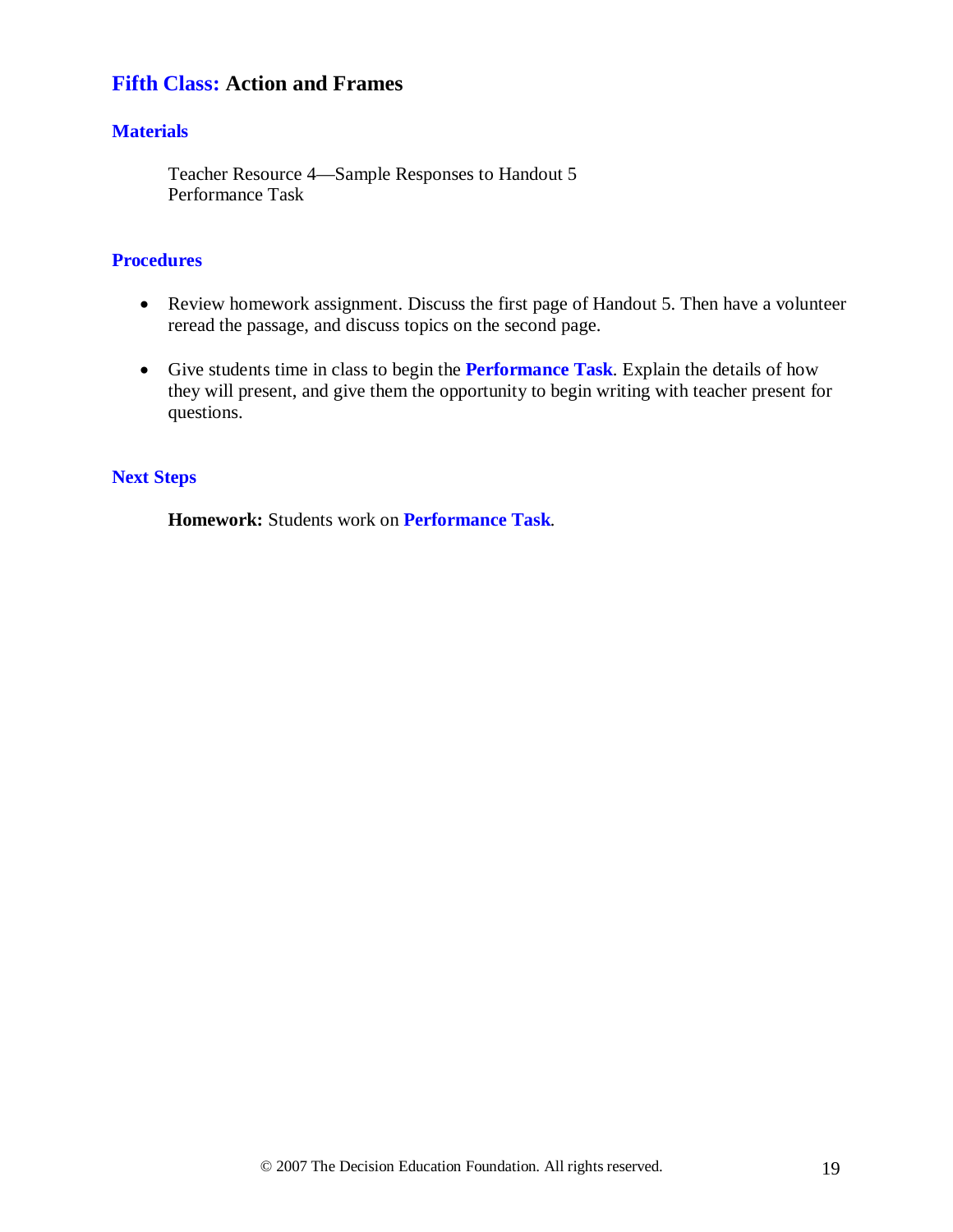## Fifth Class: Action and Frames

### Materials

Teacher Resource 4—Sample Responses to Handout 5
Performance Task

### Procedures

- Review homework assignment. Discuss the first page of Handout 5. Then have a volunteer reread the passage, and discuss topics on the second page.
- Give students time in class to begin the **Performance Task**. Explain the details of how they will present, and give them the opportunity to begin writing with teacher present for questions.

### Next Steps

**Homework:** Students work on **Performance Task**.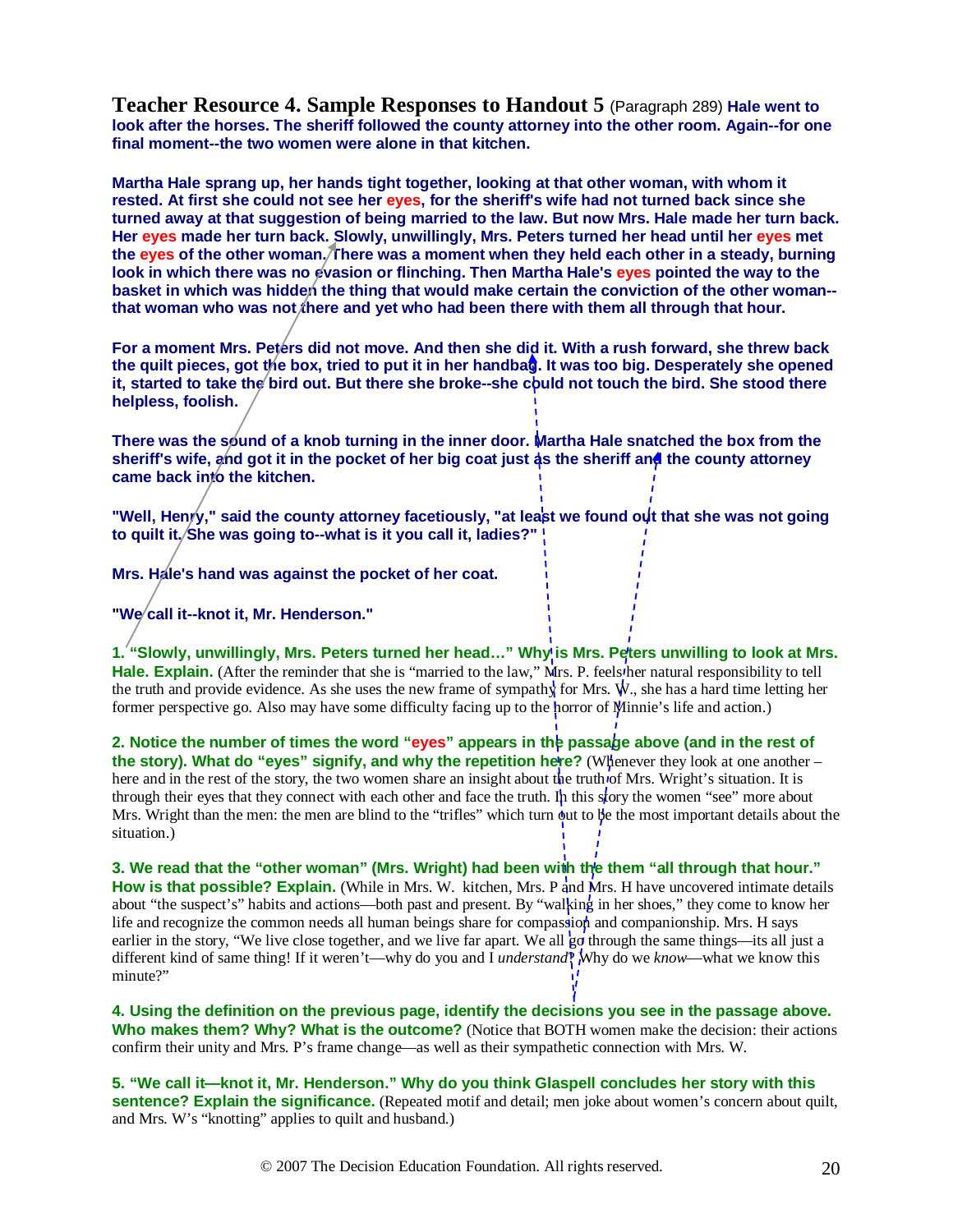**Teacher Resource 4. Sample Responses to Handout 5** (Paragraph 289) **Hale went to look after the horses. The sheriff followed the county attorney into the other room. Again--for one final moment--the two women were alone in that kitchen.**

**Martha Hale sprang up, her hands tight together, looking at that other woman, with whom it rested. At first she could not see her eyes, for the sheriff's wife had not turned back since she turned away at that suggestion of being married to the law. But now Mrs. Hale made her turn back. Her eyes made her turn back. Slowly, unwillingly, Mrs. Peters turned her head until her eyes met the eyes of the other woman. There was a moment when they held each other in a steady, burning look in which there was no evasion or flinching. Then Martha Hale's eyes pointed the way to the basket in which was hidden the thing that would make certain the conviction of the other woman--that woman who was not there and yet who had been there with them all through that hour.**

**For a moment Mrs. Peters did not move. And then she did it. With a rush forward, she threw back the quilt pieces, got the box, tried to put it in her handbag. It was too big. Desperately she opened it, started to take the bird out. But there she broke--she could not touch the bird. She stood there helpless, foolish.**

**There was the sound of a knob turning in the inner door. Martha Hale snatched the box from the sheriff's wife, and got it in the pocket of her big coat just as the sheriff and the county attorney came back into the kitchen.**

**"Well, Henry," said the county attorney facetiously, "at least we found out that she was not going to quilt it. She was going to--what is it you call it, ladies?"**

**Mrs. Hale's hand was against the pocket of her coat.**

**"We call it--knot it, Mr. Henderson."**

**1. "Slowly, unwillingly, Mrs. Peters turned her head…" Why is Mrs. Peters unwilling to look at Mrs. Hale. Explain.** (After the reminder that she is "married to the law," Mrs. P. feels her natural responsibility to tell the truth and provide evidence. As she uses the new frame of sympathy for Mrs. W., she has a hard time letting her former perspective go. Also may have some difficulty facing up to the horror of Minnie's life and action.)

**2. Notice the number of times the word "eyes" appears in the passage above (and in the rest of the story). What do "eyes" signify, and why the repetition here?** (Whenever they look at one another – here and in the rest of the story, the two women share an insight about the truth of Mrs. Wright's situation. It is through their eyes that they connect with each other and face the truth. In this story the women "see" more about Mrs. Wright than the men: the men are blind to the "trifles" which turn out to be the most important details about the situation.)

**3. We read that the "other woman" (Mrs. Wright) had been with the them "all through that hour." How is that possible? Explain.** (While in Mrs. W. kitchen, Mrs. P and Mrs. H have uncovered intimate details about "the suspect's" habits and actions—both past and present. By "walking in her shoes," they come to know her life and recognize the common needs all human beings share for compassion and companionship. Mrs. H says earlier in the story, "We live close together, and we live far apart. We all go through the same things—its all just a different kind of same thing! If it weren't—why do you and I *understand*? Why do we *know*—what we know this minute?"

**4. Using the definition on the previous page, identify the decisions you see in the passage above. Who makes them? Why? What is the outcome?** (Notice that BOTH women make the decision: their actions confirm their unity and Mrs. P's frame change—as well as their sympathetic connection with Mrs. W.

**5. "We call it—knot it, Mr. Henderson." Why do you think Glaspell concludes her story with this sentence? Explain the significance.** (Repeated motif and detail; men joke about women's concern about quilt, and Mrs. W's "knotting" applies to quilt and husband.)

© 2007 The Decision Education Foundation. All rights reserved.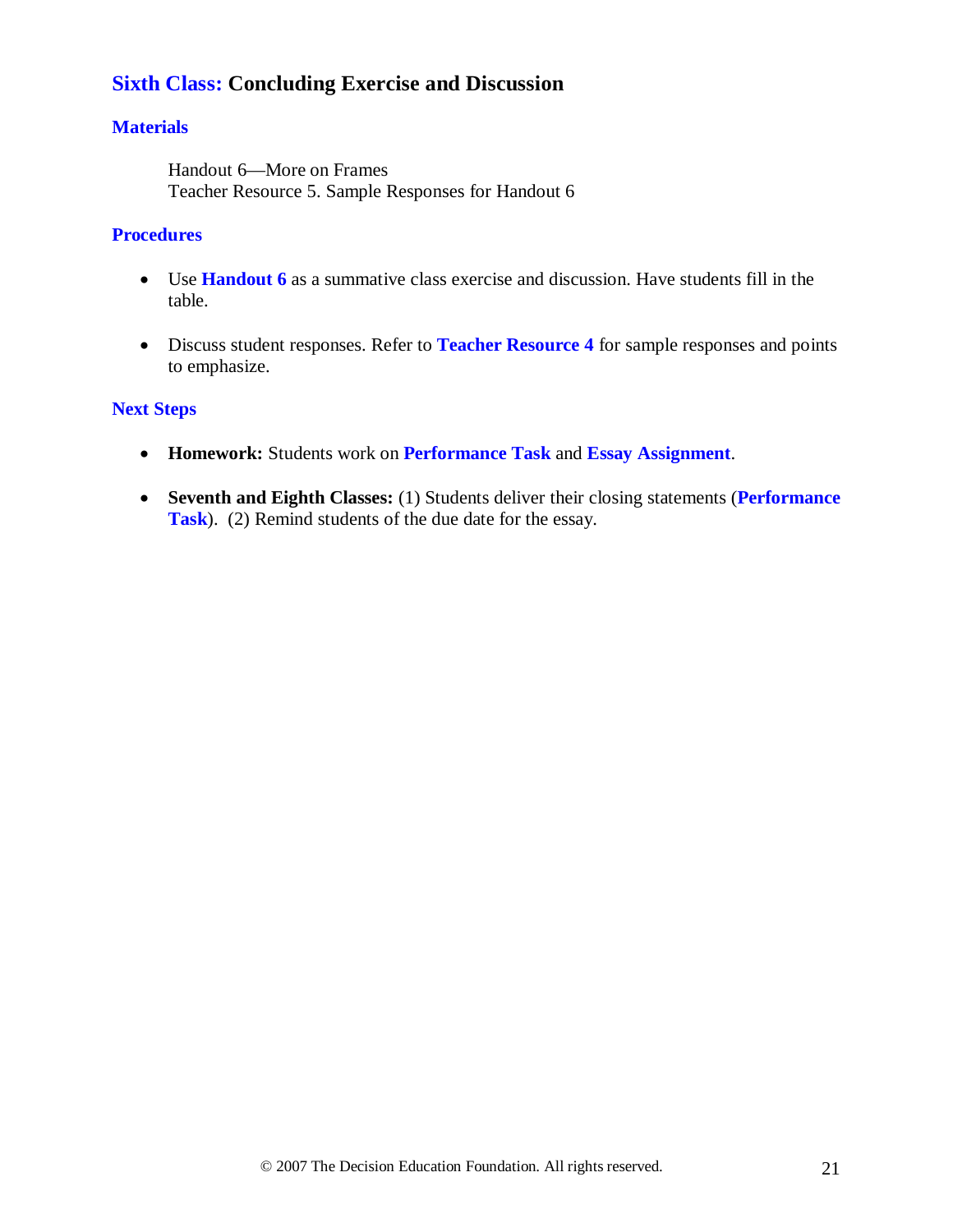## Sixth Class: Concluding Exercise and Discussion

### Materials

Handout 6—More on Frames
Teacher Resource 5. Sample Responses for Handout 6

### Procedures

- Use **Handout 6** as a summative class exercise and discussion. Have students fill in the table.
- Discuss student responses. Refer to **Teacher Resource 4** for sample responses and points to emphasize.

### Next Steps

- **Homework:** Students work on **Performance Task** and **Essay Assignment**.
- **Seventh and Eighth Classes:** (1) Students deliver their closing statements (**Performance Task**). (2) Remind students of the due date for the essay.

© 2007 The Decision Education Foundation. All rights reserved.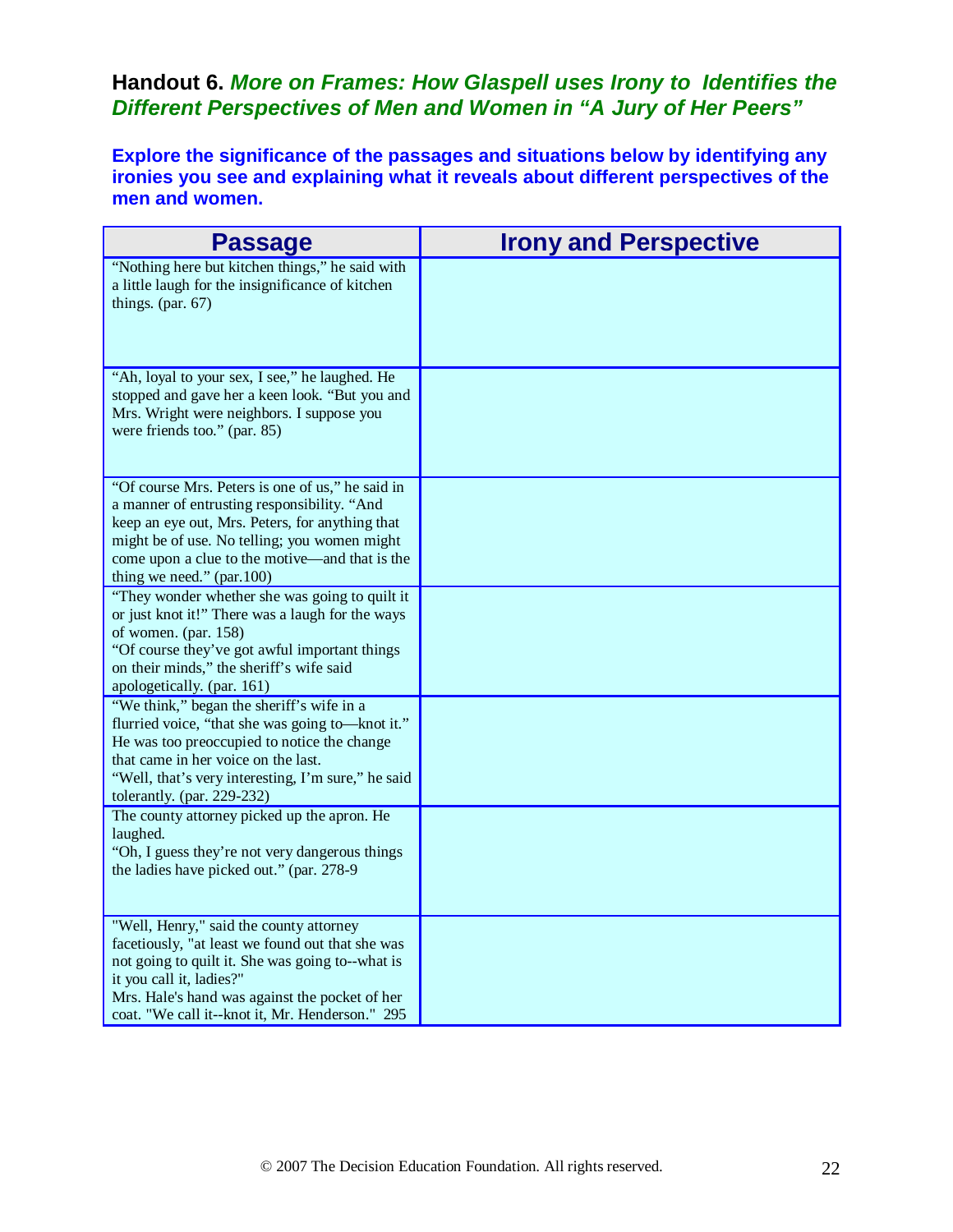## Handout 6. *More on Frames: How Glaspell uses Irony to Identifies the Different Perspectives of Men and Women in "A Jury of Her Peers"*

**Explore the significance of the passages and situations below by identifying any ironies you see and explaining what it reveals about different perspectives of the men and women.**

| Passage | Irony and Perspective |
|---|---|
| "Nothing here but kitchen things," he said with a little laugh for the insignificance of kitchen things. (par. 67) | |
| "Ah, loyal to your sex, I see," he laughed. He stopped and gave her a keen look. "But you and Mrs. Wright were neighbors. I suppose you were friends too." (par. 85) | |
| "Of course Mrs. Peters is one of us," he said in a manner of entrusting responsibility. "And keep an eye out, Mrs. Peters, for anything that might be of use. No telling; you women might come upon a clue to the motive—and that is the thing we need." (par.100) | |
| "They wonder whether she was going to quilt it or just knot it!" There was a laugh for the ways of women. (par. 158)<br>"Of course they've got awful important things on their minds," the sheriff's wife said apologetically. (par. 161) | |
| "We think," began the sheriff's wife in a flurried voice, "that she was going to—knot it." He was too preoccupied to notice the change that came in her voice on the last.<br>"Well, that's very interesting, I'm sure," he said tolerantly. (par. 229-232) | |
| The county attorney picked up the apron. He laughed.<br>"Oh, I guess they're not very dangerous things the ladies have picked out." (par. 278-9 | |
| "Well, Henry," said the county attorney facetiously, "at least we found out that she was not going to quilt it. She was going to--what is it you call it, ladies?"<br>Mrs. Hale's hand was against the pocket of her coat. "We call it--knot it, Mr. Henderson." 295 | |

© 2007 The Decision Education Foundation. All rights reserved.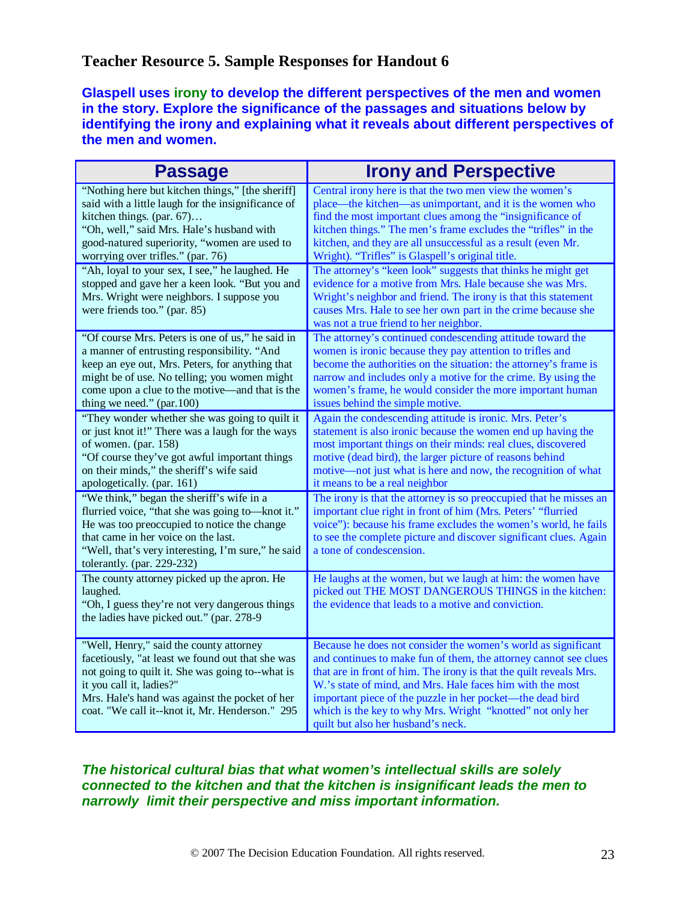## Teacher Resource 5. Sample Responses for Handout 6

**Glaspell uses irony to develop the different perspectives of the men and women in the story. Explore the significance of the passages and situations below by identifying the irony and explaining what it reveals about different perspectives of the men and women.**

| Passage | Irony and Perspective |
|---|---|
| "Nothing here but kitchen things," [the sheriff] said with a little laugh for the insignificance of kitchen things. (par. 67)… "Oh, well," said Mrs. Hale's husband with good-natured superiority, "women are used to worrying over trifles." (par. 76) | Central irony here is that the two men view the women's place—the kitchen—as unimportant, and it is the women who find the most important clues among the "insignificance of kitchen things." The men's frame excludes the "trifles" in the kitchen, and they are all unsuccessful as a result (even Mr. Wright). "Trifles" is Glaspell's original title. |
| "Ah, loyal to your sex, I see," he laughed. He stopped and gave her a keen look. "But you and Mrs. Wright were neighbors. I suppose you were friends too." (par. 85) | The attorney's "keen look" suggests that thinks he might get evidence for a motive from Mrs. Hale because she was Mrs. Wright's neighbor and friend. The irony is that this statement causes Mrs. Hale to see her own part in the crime because she was not a true friend to her neighbor. |
| "Of course Mrs. Peters is one of us," he said in a manner of entrusting responsibility. "And keep an eye out, Mrs. Peters, for anything that might be of use. No telling; you women might come upon a clue to the motive—and that is the thing we need." (par.100) | The attorney's continued condescending attitude toward the women is ironic because they pay attention to trifles and become the authorities on the situation: the attorney's frame is narrow and includes only a motive for the crime. By using the women's frame, he would consider the more important human issues behind the simple motive. |
| "They wonder whether she was going to quilt it or just knot it!" There was a laugh for the ways of women. (par. 158) "Of course they've got awful important things on their minds," the sheriff's wife said apologetically. (par. 161) | Again the condescending attitude is ironic. Mrs. Peter's statement is also ironic because the women end up having the most important things on their minds: real clues, discovered motive (dead bird), the larger picture of reasons behind motive—not just what is here and now, the recognition of what it means to be a real neighbor |
| "We think," began the sheriff's wife in a flurried voice, "that she was going to—knot it." He was too preoccupied to notice the change that came in her voice on the last. "Well, that's very interesting, I'm sure," he said tolerantly. (par. 229-232) | The irony is that the attorney is so preoccupied that he misses an important clue right in front of him (Mrs. Peters' "flurried voice"): because his frame excludes the women's world, he fails to see the complete picture and discover significant clues. Again a tone of condescension. |
| The county attorney picked up the apron. He laughed. "Oh, I guess they're not very dangerous things the ladies have picked out." (par. 278-9 | He laughs at the women, but we laugh at him: the women have picked out THE MOST DANGEROUS THINGS in the kitchen: the evidence that leads to a motive and conviction. |
| "Well, Henry," said the county attorney facetiously, "at least we found out that she was not going to quilt it. She was going to--what is it you call it, ladies?" Mrs. Hale's hand was against the pocket of her coat. "We call it--knot it, Mr. Henderson." 295 | Because he does not consider the women's world as significant and continues to make fun of them, the attorney cannot see clues that are in front of him. The irony is that the quilt reveals Mrs. W.'s state of mind, and Mrs. Hale faces him with the most important piece of the puzzle in her pocket—the dead bird which is the key to why Mrs. Wright "knotted" not only her quilt but also her husband's neck. |

***The historical cultural bias that what women's intellectual skills are solely connected to the kitchen and that the kitchen is insignificant leads the men to narrowly limit their perspective and miss important information.***

© 2007 The Decision Education Foundation. All rights reserved.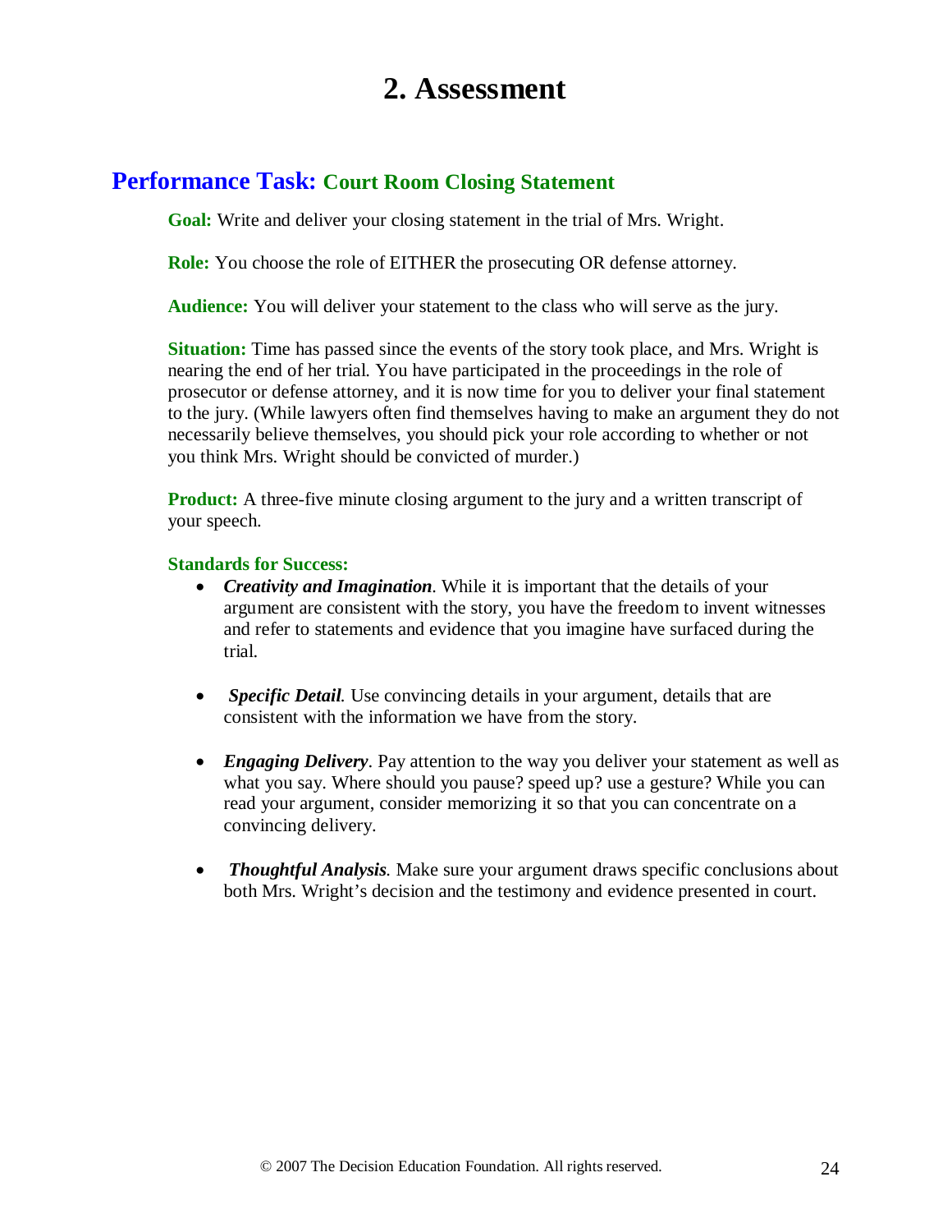# 2. Assessment

## Performance Task: Court Room Closing Statement

**Goal:** Write and deliver your closing statement in the trial of Mrs. Wright.

**Role:** You choose the role of EITHER the prosecuting OR defense attorney.

**Audience:** You will deliver your statement to the class who will serve as the jury.

**Situation:** Time has passed since the events of the story took place, and Mrs. Wright is nearing the end of her trial. You have participated in the proceedings in the role of prosecutor or defense attorney, and it is now time for you to deliver your final statement to the jury. (While lawyers often find themselves having to make an argument they do not necessarily believe themselves, you should pick your role according to whether or not you think Mrs. Wright should be convicted of murder.)

**Product:** A three-five minute closing argument to the jury and a written transcript of your speech.

**Standards for Success:**

- ***Creativity and Imagination***. While it is important that the details of your argument are consistent with the story, you have the freedom to invent witnesses and refer to statements and evidence that you imagine have surfaced during the trial.
- ***Specific Detail***. Use convincing details in your argument, details that are consistent with the information we have from the story.
- ***Engaging Delivery***. Pay attention to the way you deliver your statement as well as what you say. Where should you pause? speed up? use a gesture? While you can read your argument, consider memorizing it so that you can concentrate on a convincing delivery.
- ***Thoughtful Analysis***. Make sure your argument draws specific conclusions about both Mrs. Wright's decision and the testimony and evidence presented in court.

© 2007 The Decision Education Foundation. All rights reserved.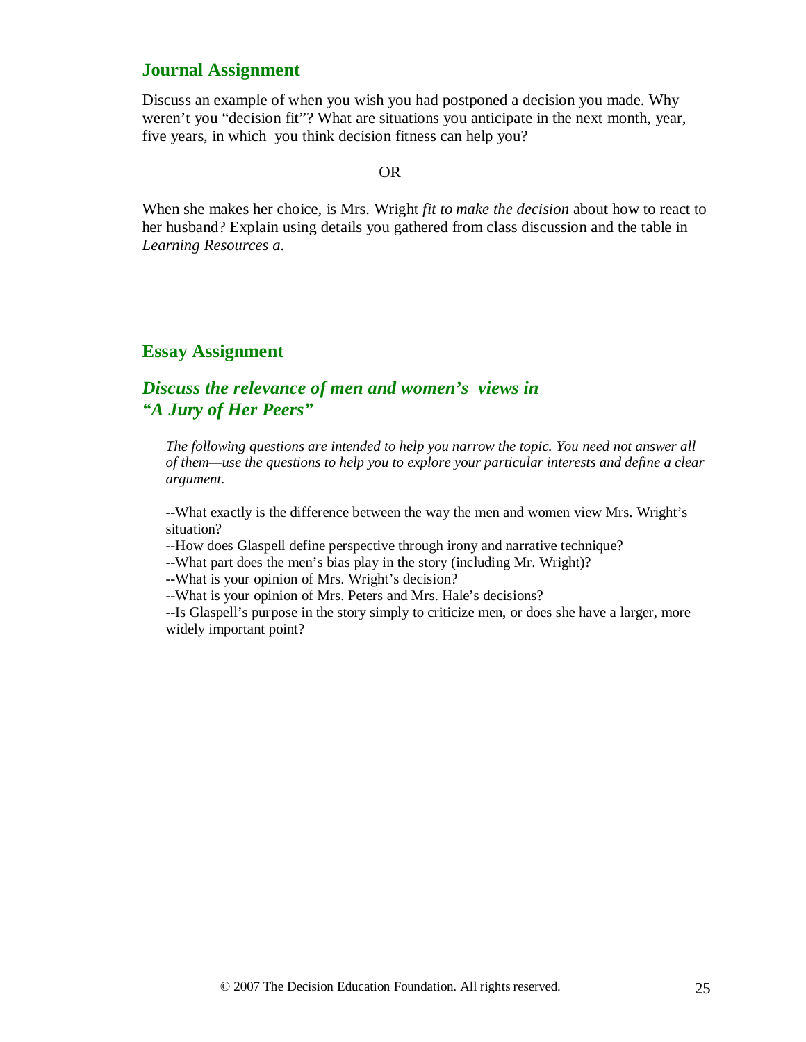## Journal Assignment

Discuss an example of when you wish you had postponed a decision you made. Why weren't you "decision fit"? What are situations you anticipate in the next month, year, five years, in which you think decision fitness can help you?

OR

When she makes her choice, is Mrs. Wright *fit to make the decision* about how to react to her husband? Explain using details you gathered from class discussion and the table in *Learning Resources a*.

## Essay Assignment

### *Discuss the relevance of men and women's views in "A Jury of Her Peers"*

*The following questions are intended to help you narrow the topic. You need not answer all of them—use the questions to help you to explore your particular interests and define a clear argument.*

--What exactly is the difference between the way the men and women view Mrs. Wright's situation?
--How does Glaspell define perspective through irony and narrative technique?
--What part does the men's bias play in the story (including Mr. Wright)?
--What is your opinion of Mrs. Wright's decision?
--What is your opinion of Mrs. Peters and Mrs. Hale's decisions?
--Is Glaspell's purpose in the story simply to criticize men, or does she have a larger, more widely important point?

© 2007 The Decision Education Foundation. All rights reserved.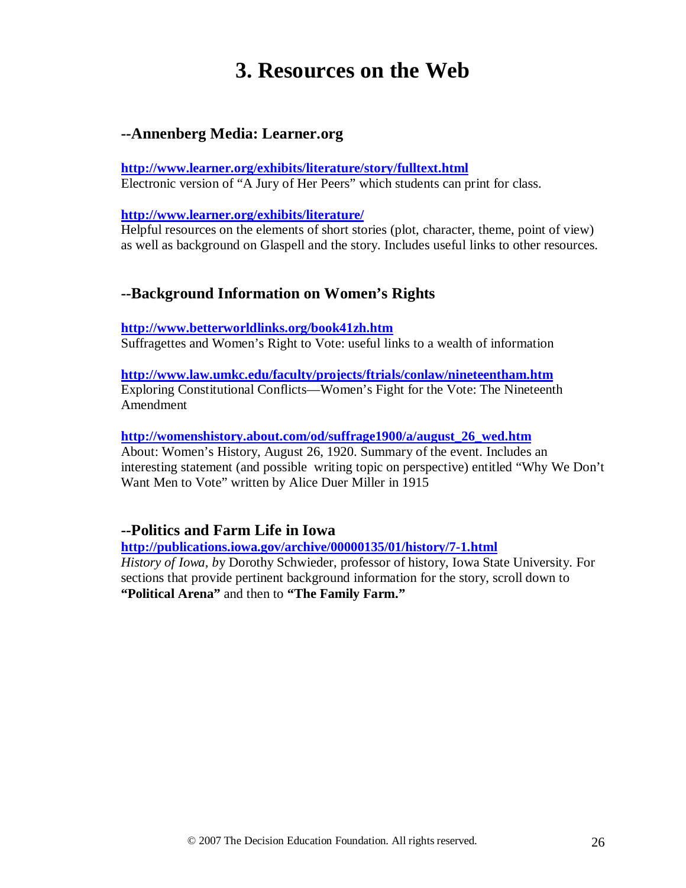# 3. Resources on the Web

## --Annenberg Media: Learner.org

**http://www.learner.org/exhibits/literature/story/fulltext.html**
Electronic version of "A Jury of Her Peers" which students can print for class.

**http://www.learner.org/exhibits/literature/**
Helpful resources on the elements of short stories (plot, character, theme, point of view) as well as background on Glaspell and the story. Includes useful links to other resources.

## --Background Information on Women's Rights

**http://www.betterworldlinks.org/book41zh.htm**
Suffragettes and Women's Right to Vote: useful links to a wealth of information

**http://www.law.umkc.edu/faculty/projects/ftrials/conlaw/nineteentham.htm**
Exploring Constitutional Conflicts—Women's Fight for the Vote: The Nineteenth Amendment

**http://womenshistory.about.com/od/suffrage1900/a/august_26_wed.htm**
About: Women's History, August 26, 1920. Summary of the event. Includes an interesting statement (and possible writing topic on perspective) entitled "Why We Don't Want Men to Vote" written by Alice Duer Miller in 1915

## --Politics and Farm Life in Iowa

**http://publications.iowa.gov/archive/00000135/01/history/7-1.html**
*History of Iowa, b*y Dorothy Schwieder, professor of history, Iowa State University. For sections that provide pertinent background information for the story, scroll down to **"Political Arena"** and then to **"The Family Farm."**

© 2007 The Decision Education Foundation. All rights reserved.